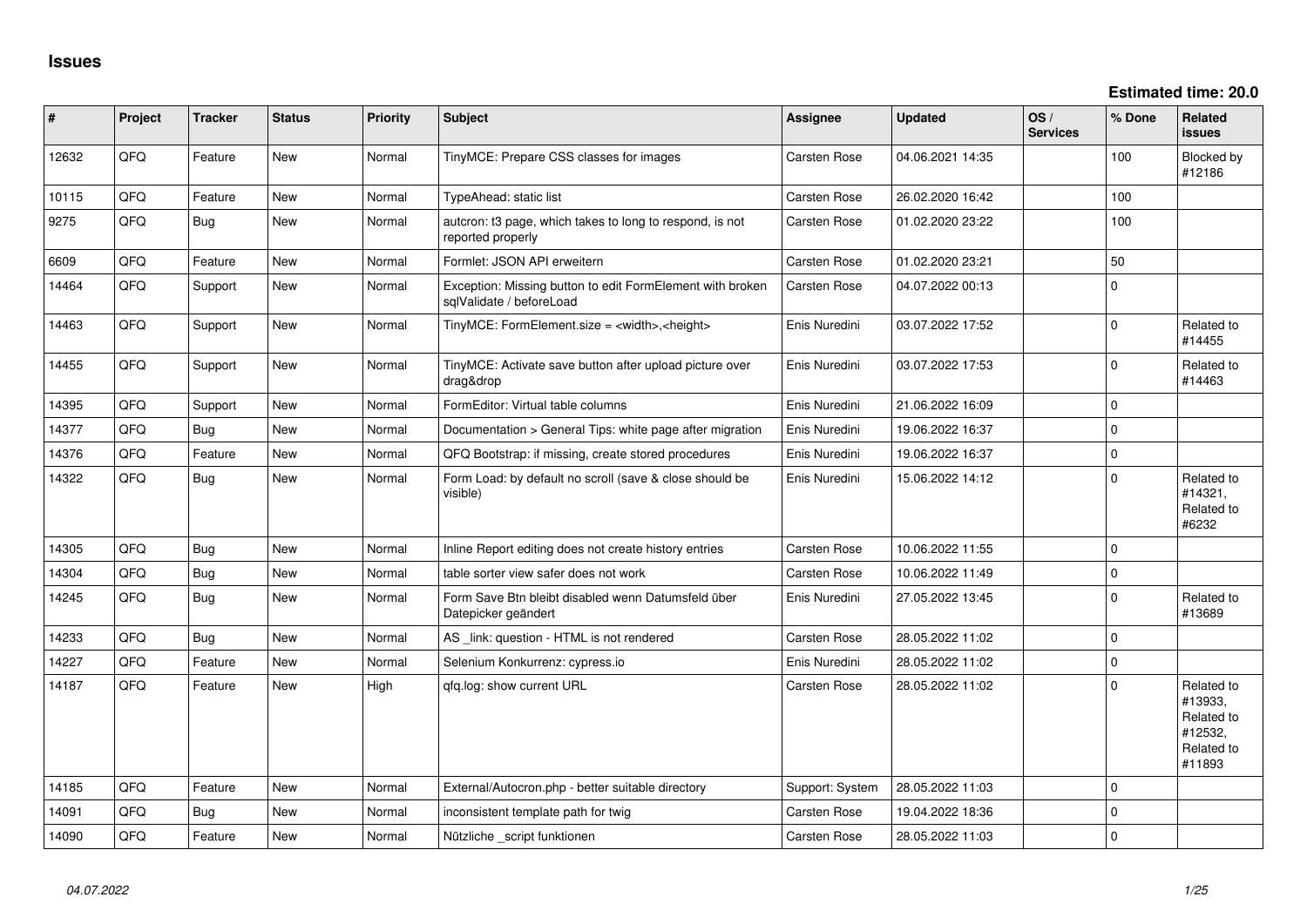# Issues

**Estimated time: 20.0**

| # | Project | Tracker | Status | Priority | Subject | Assignee | Updated | OS / Services | % Done | Related issues |
|---|---|---|---|---|---|---|---|---|---|---|
| 12632 | QFQ | Feature | New | Normal | TinyMCE: Prepare CSS classes for images | Carsten Rose | 04.06.2021 14:35 | | 100 | Blocked by #12186 |
| 10115 | QFQ | Feature | New | Normal | TypeAhead: static list | Carsten Rose | 26.02.2020 16:42 | | 100 | |
| 9275 | QFQ | Bug | New | Normal | autcron: t3 page, which takes to long to respond, is not reported properly | Carsten Rose | 01.02.2020 23:22 | | 100 | |
| 6609 | QFQ | Feature | New | Normal | Formlet: JSON API erweitern | Carsten Rose | 01.02.2020 23:21 | | 50 | |
| 14464 | QFQ | Support | New | Normal | Exception: Missing button to edit FormElement with broken sqlValidate / beforeLoad | Carsten Rose | 04.07.2022 00:13 | | 0 | |
| 14463 | QFQ | Support | New | Normal | TinyMCE: FormElement.size = <width>,<height> | Enis Nuredini | 03.07.2022 17:52 | | 0 | Related to #14455 |
| 14455 | QFQ | Support | New | Normal | TinyMCE: Activate save button after upload picture over drag&drop | Enis Nuredini | 03.07.2022 17:53 | | 0 | Related to #14463 |
| 14395 | QFQ | Support | New | Normal | FormEditor: Virtual table columns | Enis Nuredini | 21.06.2022 16:09 | | 0 | |
| 14377 | QFQ | Bug | New | Normal | Documentation > General Tips: white page after migration | Enis Nuredini | 19.06.2022 16:37 | | 0 | |
| 14376 | QFQ | Feature | New | Normal | QFQ Bootstrap: if missing, create stored procedures | Enis Nuredini | 19.06.2022 16:37 | | 0 | |
| 14322 | QFQ | Bug | New | Normal | Form Load: by default no scroll (save & close should be visible) | Enis Nuredini | 15.06.2022 14:12 | | 0 | Related to #14321, Related to #6232 |
| 14305 | QFQ | Bug | New | Normal | Inline Report editing does not create history entries | Carsten Rose | 10.06.2022 11:55 | | 0 | |
| 14304 | QFQ | Bug | New | Normal | table sorter view safer does not work | Carsten Rose | 10.06.2022 11:49 | | 0 | |
| 14245 | QFQ | Bug | New | Normal | Form Save Btn bleibt disabled wenn Datumsfeld über Datepicker geändert | Enis Nuredini | 27.05.2022 13:45 | | 0 | Related to #13689 |
| 14233 | QFQ | Bug | New | Normal | AS _link: question - HTML is not rendered | Carsten Rose | 28.05.2022 11:02 | | 0 | |
| 14227 | QFQ | Feature | New | Normal | Selenium Konkurrenz: cypress.io | Enis Nuredini | 28.05.2022 11:02 | | 0 | |
| 14187 | QFQ | Feature | New | High | qfq.log: show current URL | Carsten Rose | 28.05.2022 11:02 | | 0 | Related to #13933, Related to #12532, Related to #11893 |
| 14185 | QFQ | Feature | New | Normal | External/Autocron.php - better suitable directory | Support: System | 28.05.2022 11:03 | | 0 | |
| 14091 | QFQ | Bug | New | Normal | inconsistent template path for twig | Carsten Rose | 19.04.2022 18:36 | | 0 | |
| 14090 | QFQ | Feature | New | Normal | Nützliche _script funktionen | Carsten Rose | 28.05.2022 11:03 | | 0 | |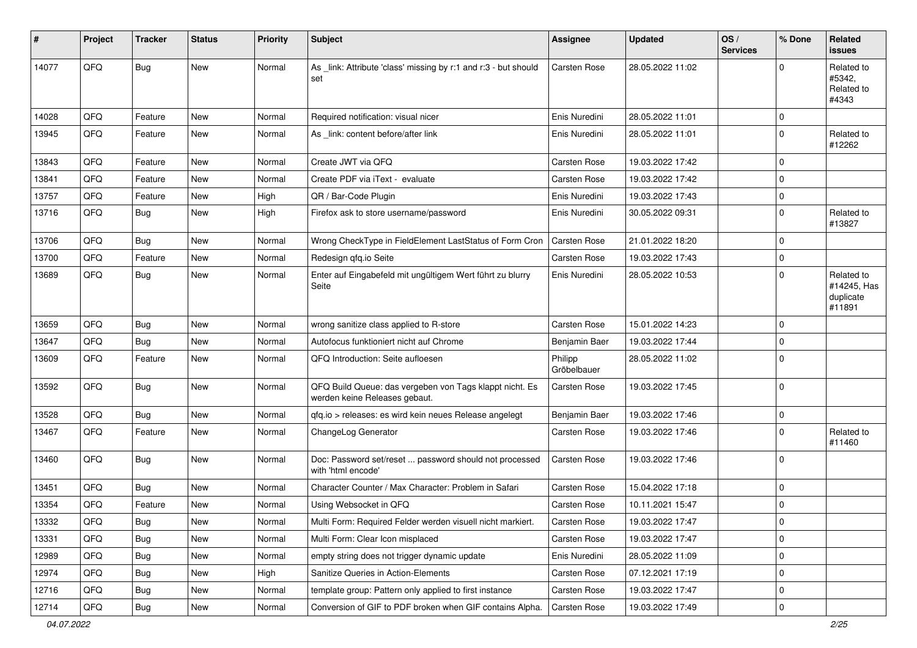| # | Project | Tracker | Status | Priority | Subject | Assignee | Updated | OS / Services | % Done | Related issues |
|---|---|---|---|---|---|---|---|---|---|---|
| 14077 | QFQ | Bug | New | Normal | As _link: Attribute 'class' missing by r:1 and r:3 - but should set | Carsten Rose | 28.05.2022 11:02 | | 0 | Related to #5342, Related to #4343 |
| 14028 | QFQ | Feature | New | Normal | Required notification: visual nicer | Enis Nuredini | 28.05.2022 11:01 | | 0 | |
| 13945 | QFQ | Feature | New | Normal | As _link: content before/after link | Enis Nuredini | 28.05.2022 11:01 | | 0 | Related to #12262 |
| 13843 | QFQ | Feature | New | Normal | Create JWT via QFQ | Carsten Rose | 19.03.2022 17:42 | | 0 | |
| 13841 | QFQ | Feature | New | Normal | Create PDF via iText - evaluate | Carsten Rose | 19.03.2022 17:42 | | 0 | |
| 13757 | QFQ | Feature | New | High | QR / Bar-Code Plugin | Enis Nuredini | 19.03.2022 17:43 | | 0 | |
| 13716 | QFQ | Bug | New | High | Firefox ask to store username/password | Enis Nuredini | 30.05.2022 09:31 | | 0 | Related to #13827 |
| 13706 | QFQ | Bug | New | Normal | Wrong CheckType in FieldElement LastStatus of Form Cron | Carsten Rose | 21.01.2022 18:20 | | 0 | |
| 13700 | QFQ | Feature | New | Normal | Redesign qfq.io Seite | Carsten Rose | 19.03.2022 17:43 | | 0 | |
| 13689 | QFQ | Bug | New | Normal | Enter auf Eingabefeld mit ungültigem Wert führt zu blurry Seite | Enis Nuredini | 28.05.2022 10:53 | | 0 | Related to #14245, Has duplicate #11891 |
| 13659 | QFQ | Bug | New | Normal | wrong sanitize class applied to R-store | Carsten Rose | 15.01.2022 14:23 | | 0 | |
| 13647 | QFQ | Bug | New | Normal | Autofocus funktioniert nicht auf Chrome | Benjamin Baer | 19.03.2022 17:44 | | 0 | |
| 13609 | QFQ | Feature | New | Normal | QFQ Introduction: Seite aufloesen | Philipp Gröbelbauer | 28.05.2022 11:02 | | 0 | |
| 13592 | QFQ | Bug | New | Normal | QFQ Build Queue: das vergeben von Tags klappt nicht. Es werden keine Releases gebaut. | Carsten Rose | 19.03.2022 17:45 | | 0 | |
| 13528 | QFQ | Bug | New | Normal | qfq.io > releases: es wird kein neues Release angelegt | Benjamin Baer | 19.03.2022 17:46 | | 0 | |
| 13467 | QFQ | Feature | New | Normal | ChangeLog Generator | Carsten Rose | 19.03.2022 17:46 | | 0 | Related to #11460 |
| 13460 | QFQ | Bug | New | Normal | Doc: Password set/reset ... password should not processed with 'html encode' | Carsten Rose | 19.03.2022 17:46 | | 0 | |
| 13451 | QFQ | Bug | New | Normal | Character Counter / Max Character: Problem in Safari | Carsten Rose | 15.04.2022 17:18 | | 0 | |
| 13354 | QFQ | Feature | New | Normal | Using Websocket in QFQ | Carsten Rose | 10.11.2021 15:47 | | 0 | |
| 13332 | QFQ | Bug | New | Normal | Multi Form: Required Felder werden visuell nicht markiert. | Carsten Rose | 19.03.2022 17:47 | | 0 | |
| 13331 | QFQ | Bug | New | Normal | Multi Form: Clear Icon misplaced | Carsten Rose | 19.03.2022 17:47 | | 0 | |
| 12989 | QFQ | Bug | New | Normal | empty string does not trigger dynamic update | Enis Nuredini | 28.05.2022 11:09 | | 0 | |
| 12974 | QFQ | Bug | New | High | Sanitize Queries in Action-Elements | Carsten Rose | 07.12.2021 17:19 | | 0 | |
| 12716 | QFQ | Bug | New | Normal | template group: Pattern only applied to first instance | Carsten Rose | 19.03.2022 17:47 | | 0 | |
| 12714 | QFQ | Bug | New | Normal | Conversion of GIF to PDF broken when GIF contains Alpha. | Carsten Rose | 19.03.2022 17:49 | | 0 | |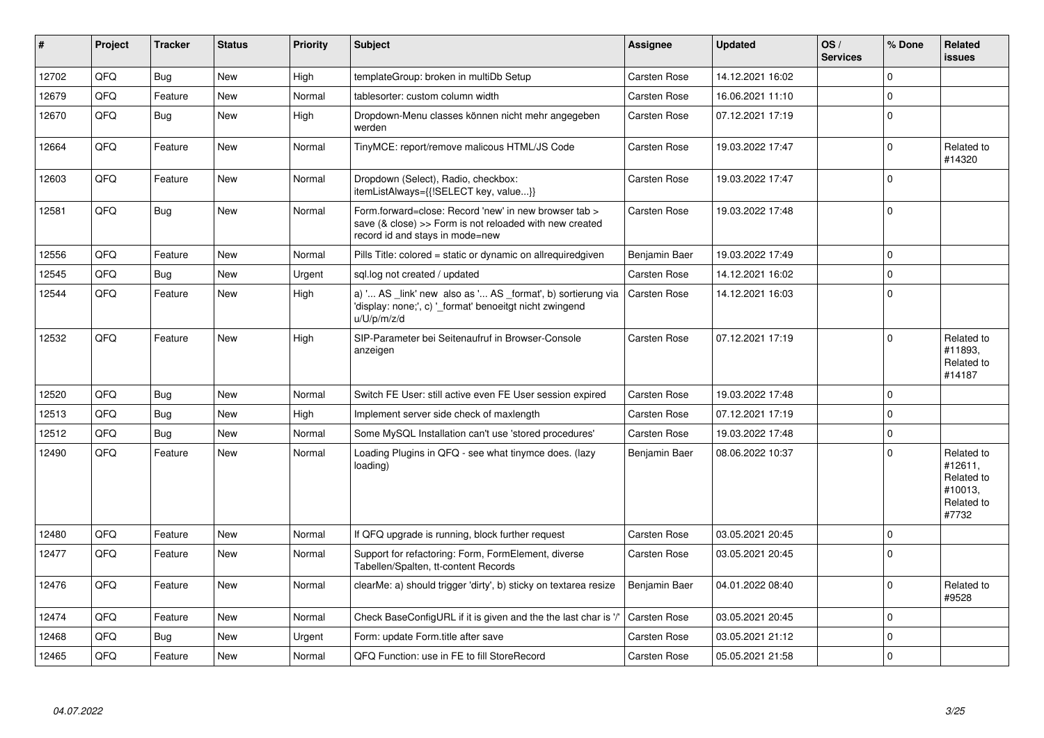| # | Project | Tracker | Status | Priority | Subject | Assignee | Updated | OS / Services | % Done | Related issues |
|---|---|---|---|---|---|---|---|---|---|---|
| 12702 | QFQ | Bug | New | High | templateGroup: broken in multiDb Setup | Carsten Rose | 14.12.2021 16:02 | | 0 | |
| 12679 | QFQ | Feature | New | Normal | tablesorter: custom column width | Carsten Rose | 16.06.2021 11:10 | | 0 | |
| 12670 | QFQ | Bug | New | High | Dropdown-Menu classes können nicht mehr angegeben werden | Carsten Rose | 07.12.2021 17:19 | | 0 | |
| 12664 | QFQ | Feature | New | Normal | TinyMCE: report/remove malicous HTML/JS Code | Carsten Rose | 19.03.2022 17:47 | | 0 | Related to #14320 |
| 12603 | QFQ | Feature | New | Normal | Dropdown (Select), Radio, checkbox: itemListAlways={{!SELECT key, value...}} | Carsten Rose | 19.03.2022 17:47 | | 0 | |
| 12581 | QFQ | Bug | New | Normal | Form.forward=close: Record 'new' in new browser tab > save (& close) >> Form is not reloaded with new created record id and stays in mode=new | Carsten Rose | 19.03.2022 17:48 | | 0 | |
| 12556 | QFQ | Feature | New | Normal | Pills Title: colored = static or dynamic on allrequiredgiven | Benjamin Baer | 19.03.2022 17:49 | | 0 | |
| 12545 | QFQ | Bug | New | Urgent | sql.log not created / updated | Carsten Rose | 14.12.2021 16:02 | | 0 | |
| 12544 | QFQ | Feature | New | High | a) '... AS _link' new also as '... AS _format', b) sortierung via 'display: none;', c) '_format' benoeitgt nicht zwingend u/U/p/m/z/d | Carsten Rose | 14.12.2021 16:03 | | 0 | |
| 12532 | QFQ | Feature | New | High | SIP-Parameter bei Seitenaufruf in Browser-Console anzeigen | Carsten Rose | 07.12.2021 17:19 | | 0 | Related to #11893, Related to #14187 |
| 12520 | QFQ | Bug | New | Normal | Switch FE User: still active even FE User session expired | Carsten Rose | 19.03.2022 17:48 | | 0 | |
| 12513 | QFQ | Bug | New | High | Implement server side check of maxlength | Carsten Rose | 07.12.2021 17:19 | | 0 | |
| 12512 | QFQ | Bug | New | Normal | Some MySQL Installation can't use 'stored procedures' | Carsten Rose | 19.03.2022 17:48 | | 0 | |
| 12490 | QFQ | Feature | New | Normal | Loading Plugins in QFQ - see what tinymce does. (lazy loading) | Benjamin Baer | 08.06.2022 10:37 | | 0 | Related to #12611, Related to #10013, Related to #7732 |
| 12480 | QFQ | Feature | New | Normal | If QFQ upgrade is running, block further request | Carsten Rose | 03.05.2021 20:45 | | 0 | |
| 12477 | QFQ | Feature | New | Normal | Support for refactoring: Form, FormElement, diverse Tabellen/Spalten, tt-content Records | Carsten Rose | 03.05.2021 20:45 | | 0 | |
| 12476 | QFQ | Feature | New | Normal | clearMe: a) should trigger 'dirty', b) sticky on textarea resize | Benjamin Baer | 04.01.2022 08:40 | | 0 | Related to #9528 |
| 12474 | QFQ | Feature | New | Normal | Check BaseConfigURL if it is given and the the last char is '/' | Carsten Rose | 03.05.2021 20:45 | | 0 | |
| 12468 | QFQ | Bug | New | Urgent | Form: update Form.title after save | Carsten Rose | 03.05.2021 21:12 | | 0 | |
| 12465 | QFQ | Feature | New | Normal | QFQ Function: use in FE to fill StoreRecord | Carsten Rose | 05.05.2021 21:58 | | 0 | |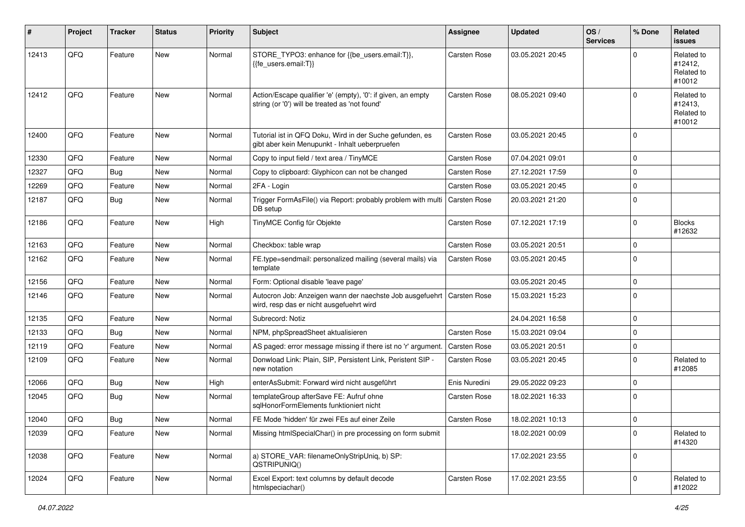| # | Project | Tracker | Status | Priority | Subject | Assignee | Updated | OS / Services | % Done | Related issues |
|---|---|---|---|---|---|---|---|---|---|---|
| 12413 | QFQ | Feature | New | Normal | STORE_TYPO3: enhance for {{be_users.email:T}}, {{fe_users.email:T}} | Carsten Rose | 03.05.2021 20:45 | | 0 | Related to #12412, Related to #10012 |
| 12412 | QFQ | Feature | New | Normal | Action/Escape qualifier 'e' (empty), '0': if given, an empty string (or '0') will be treated as 'not found' | Carsten Rose | 08.05.2021 09:40 | | 0 | Related to #12413, Related to #10012 |
| 12400 | QFQ | Feature | New | Normal | Tutorial ist in QFQ Doku, Wird in der Suche gefunden, es gibt aber kein Menupunkt - Inhalt ueberpruefen | Carsten Rose | 03.05.2021 20:45 | | 0 | |
| 12330 | QFQ | Feature | New | Normal | Copy to input field / text area / TinyMCE | Carsten Rose | 07.04.2021 09:01 | | 0 | |
| 12327 | QFQ | Bug | New | Normal | Copy to clipboard: Glyphicon can not be changed | Carsten Rose | 27.12.2021 17:59 | | 0 | |
| 12269 | QFQ | Feature | New | Normal | 2FA - Login | Carsten Rose | 03.05.2021 20:45 | | 0 | |
| 12187 | QFQ | Bug | New | Normal | Trigger FormAsFile() via Report: probably problem with multi DB setup | Carsten Rose | 20.03.2021 21:20 | | 0 | |
| 12186 | QFQ | Feature | New | High | TinyMCE Config für Objekte | Carsten Rose | 07.12.2021 17:19 | | 0 | Blocks #12632 |
| 12163 | QFQ | Feature | New | Normal | Checkbox: table wrap | Carsten Rose | 03.05.2021 20:51 | | 0 | |
| 12162 | QFQ | Feature | New | Normal | FE.type=sendmail: personalized mailing (several mails) via template | Carsten Rose | 03.05.2021 20:45 | | 0 | |
| 12156 | QFQ | Feature | New | Normal | Form: Optional disable 'leave page' | | 03.05.2021 20:45 | | 0 | |
| 12146 | QFQ | Feature | New | Normal | Autocron Job: Anzeigen wann der naechste Job ausgefuehrt wird, resp das er nicht ausgefuehrt wird | Carsten Rose | 15.03.2021 15:23 | | 0 | |
| 12135 | QFQ | Feature | New | Normal | Subrecord: Notiz | | 24.04.2021 16:58 | | 0 | |
| 12133 | QFQ | Bug | New | Normal | NPM, phpSpreadSheet aktualisieren | Carsten Rose | 15.03.2021 09:04 | | 0 | |
| 12119 | QFQ | Feature | New | Normal | AS paged: error message missing if there ist no 'r' argument. | Carsten Rose | 03.05.2021 20:51 | | 0 | |
| 12109 | QFQ | Feature | New | Normal | Donwload Link: Plain, SIP, Persistent Link, Peristent SIP - new notation | Carsten Rose | 03.05.2021 20:45 | | 0 | Related to #12085 |
| 12066 | QFQ | Bug | New | High | enterAsSubmit: Forward wird nicht ausgeführt | Enis Nuredini | 29.05.2022 09:23 | | 0 | |
| 12045 | QFQ | Bug | New | Normal | templateGroup afterSave FE: Aufruf ohne sqlHonorFormElements funktioniert nicht | Carsten Rose | 18.02.2021 16:33 | | 0 | |
| 12040 | QFQ | Bug | New | Normal | FE Mode 'hidden' für zwei FEs auf einer Zeile | Carsten Rose | 18.02.2021 10:13 | | 0 | |
| 12039 | QFQ | Feature | New | Normal | Missing htmlSpecialChar() in pre processing on form submit | | 18.02.2021 00:09 | | 0 | Related to #14320 |
| 12038 | QFQ | Feature | New | Normal | a) STORE_VAR: filenameOnlyStripUniq, b) SP: QSTRIPUNIQ() | | 17.02.2021 23:55 | | 0 | |
| 12024 | QFQ | Feature | New | Normal | Excel Export: text columns by default decode htmlspeciachar() | Carsten Rose | 17.02.2021 23:55 | | 0 | Related to #12022 |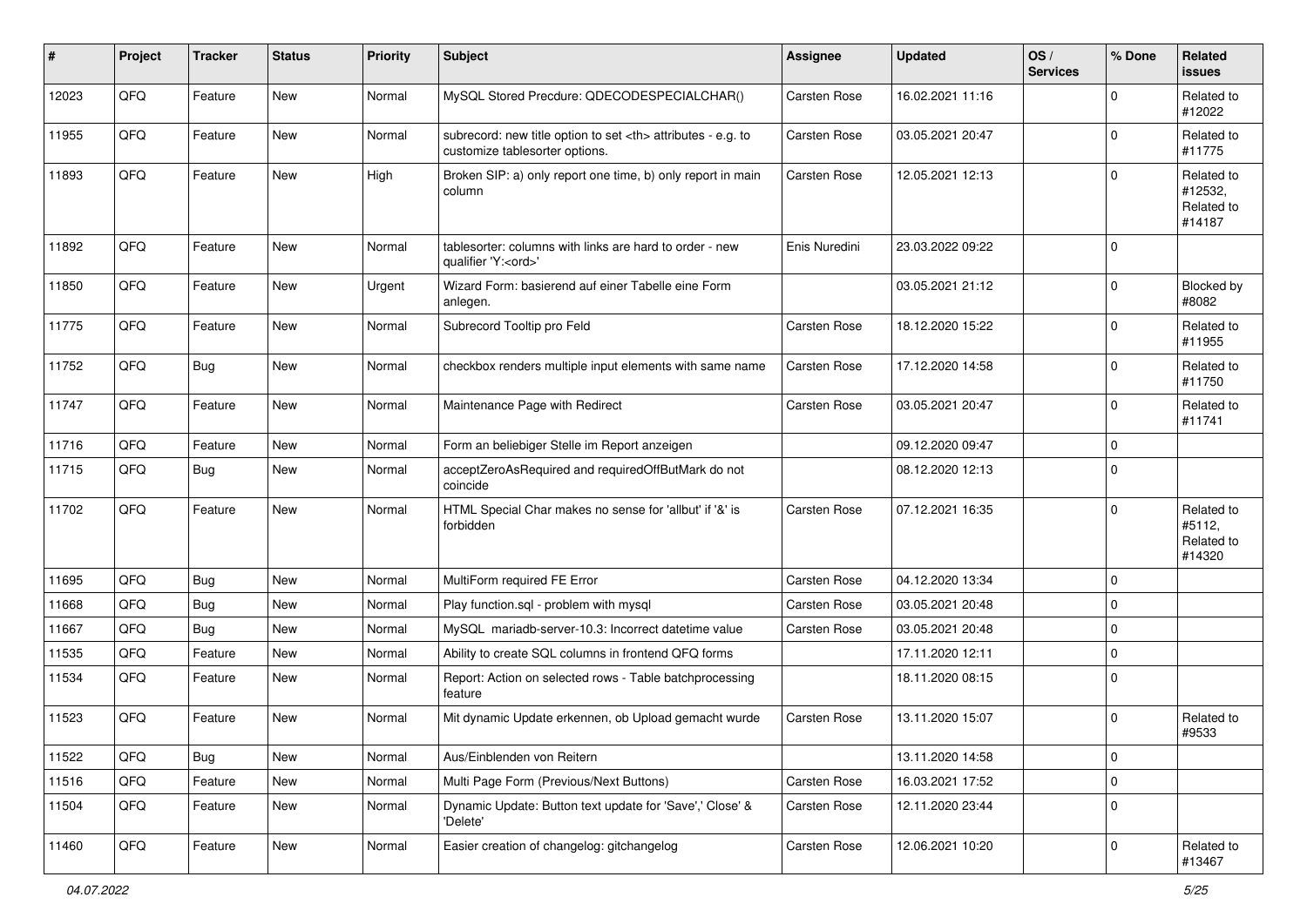| # | Project | Tracker | Status | Priority | Subject | Assignee | Updated | OS / Services | % Done | Related issues |
|---|---|---|---|---|---|---|---|---|---|---|
| 12023 | QFQ | Feature | New | Normal | MySQL Stored Precdure: QDECODESPECIALCHAR() | Carsten Rose | 16.02.2021 11:16 | | 0 | Related to #12022 |
| 11955 | QFQ | Feature | New | Normal | subrecord: new title option to set <th> attributes - e.g. to customize tablesorter options. | Carsten Rose | 03.05.2021 20:47 | | 0 | Related to #11775 |
| 11893 | QFQ | Feature | New | High | Broken SIP: a) only report one time, b) only report in main column | Carsten Rose | 12.05.2021 12:13 | | 0 | Related to #12532, Related to #14187 |
| 11892 | QFQ | Feature | New | Normal | tablesorter: columns with links are hard to order - new qualifier 'Y:<ord>' | Enis Nuredini | 23.03.2022 09:22 | | 0 | |
| 11850 | QFQ | Feature | New | Urgent | Wizard Form: basierend auf einer Tabelle eine Form anlegen. | | 03.05.2021 21:12 | | 0 | Blocked by #8082 |
| 11775 | QFQ | Feature | New | Normal | Subrecord Tooltip pro Feld | Carsten Rose | 18.12.2020 15:22 | | 0 | Related to #11955 |
| 11752 | QFQ | Bug | New | Normal | checkbox renders multiple input elements with same name | Carsten Rose | 17.12.2020 14:58 | | 0 | Related to #11750 |
| 11747 | QFQ | Feature | New | Normal | Maintenance Page with Redirect | Carsten Rose | 03.05.2021 20:47 | | 0 | Related to #11741 |
| 11716 | QFQ | Feature | New | Normal | Form an beliebiger Stelle im Report anzeigen | | 09.12.2020 09:47 | | 0 | |
| 11715 | QFQ | Bug | New | Normal | acceptZeroAsRequired and requiredOffButMark do not coincide | | 08.12.2020 12:13 | | 0 | |
| 11702 | QFQ | Feature | New | Normal | HTML Special Char makes no sense for 'allbut' if '&' is forbidden | Carsten Rose | 07.12.2021 16:35 | | 0 | Related to #5112, Related to #14320 |
| 11695 | QFQ | Bug | New | Normal | MultiForm required FE Error | Carsten Rose | 04.12.2020 13:34 | | 0 | |
| 11668 | QFQ | Bug | New | Normal | Play function.sql - problem with mysql | Carsten Rose | 03.05.2021 20:48 | | 0 | |
| 11667 | QFQ | Bug | New | Normal | MySQL mariadb-server-10.3: Incorrect datetime value | Carsten Rose | 03.05.2021 20:48 | | 0 | |
| 11535 | QFQ | Feature | New | Normal | Ability to create SQL columns in frontend QFQ forms | | 17.11.2020 12:11 | | 0 | |
| 11534 | QFQ | Feature | New | Normal | Report: Action on selected rows - Table batchprocessing feature | | 18.11.2020 08:15 | | 0 | |
| 11523 | QFQ | Feature | New | Normal | Mit dynamic Update erkennen, ob Upload gemacht wurde | Carsten Rose | 13.11.2020 15:07 | | 0 | Related to #9533 |
| 11522 | QFQ | Bug | New | Normal | Aus/Einblenden von Reitern | | 13.11.2020 14:58 | | 0 | |
| 11516 | QFQ | Feature | New | Normal | Multi Page Form (Previous/Next Buttons) | Carsten Rose | 16.03.2021 17:52 | | 0 | |
| 11504 | QFQ | Feature | New | Normal | Dynamic Update: Button text update for 'Save',' Close' & 'Delete' | Carsten Rose | 12.11.2020 23:44 | | 0 | |
| 11460 | QFQ | Feature | New | Normal | Easier creation of changelog: gitchangelog | Carsten Rose | 12.06.2021 10:20 | | 0 | Related to #13467 |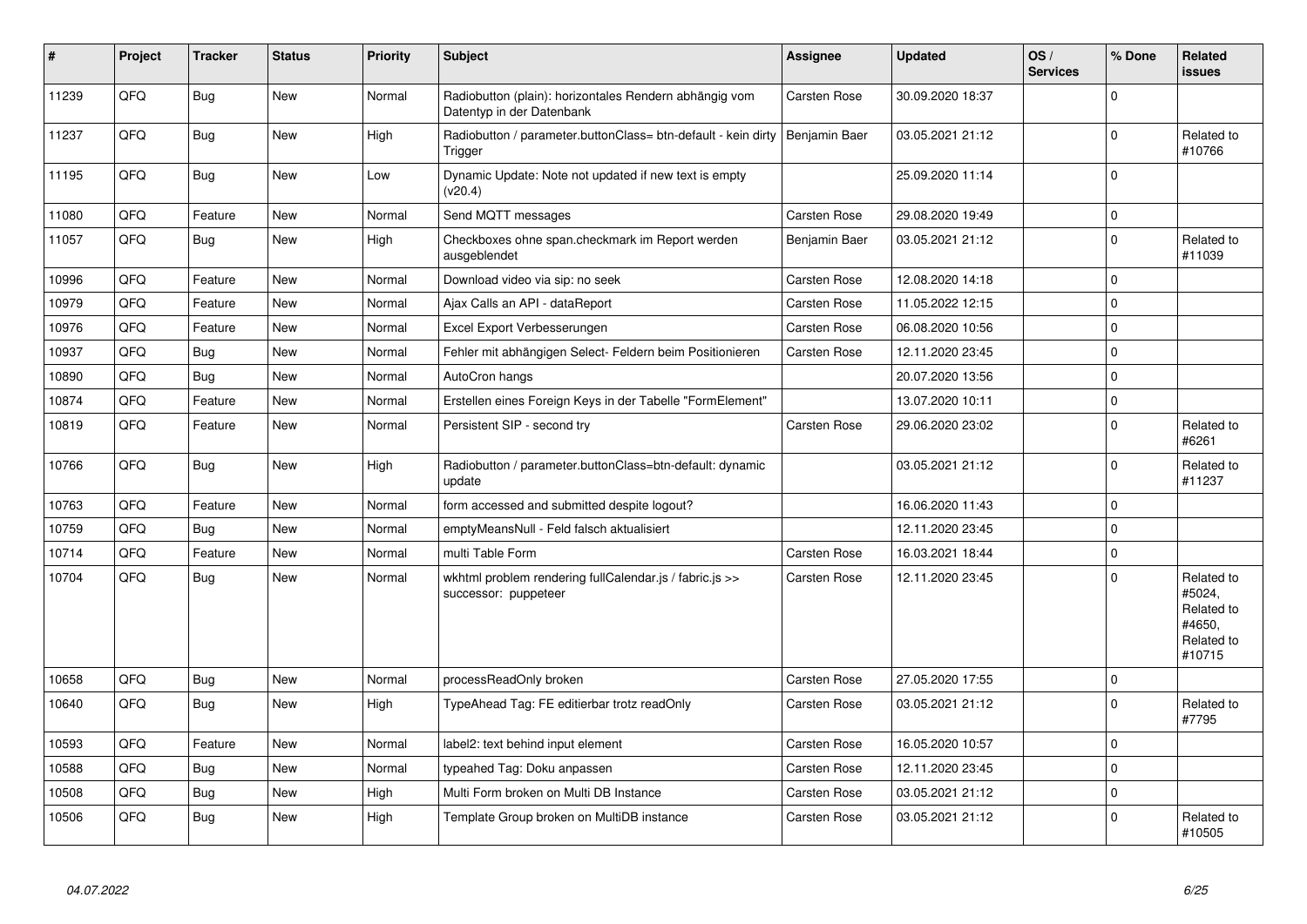| # | Project | Tracker | Status | Priority | Subject | Assignee | Updated | OS / Services | % Done | Related issues |
|---|---|---|---|---|---|---|---|---|---|---|
| 11239 | QFQ | Bug | New | Normal | Radiobutton (plain): horizontales Rendern abhängig vom Datentyp in der Datenbank | Carsten Rose | 30.09.2020 18:37 | | 0 | |
| 11237 | QFQ | Bug | New | High | Radiobutton / parameter.buttonClass= btn-default - kein dirty Trigger | Benjamin Baer | 03.05.2021 21:12 | | 0 | Related to #10766 |
| 11195 | QFQ | Bug | New | Low | Dynamic Update: Note not updated if new text is empty (v20.4) | | 25.09.2020 11:14 | | 0 | |
| 11080 | QFQ | Feature | New | Normal | Send MQTT messages | Carsten Rose | 29.08.2020 19:49 | | 0 | |
| 11057 | QFQ | Bug | New | High | Checkboxes ohne span.checkmark im Report werden ausgeblendet | Benjamin Baer | 03.05.2021 21:12 | | 0 | Related to #11039 |
| 10996 | QFQ | Feature | New | Normal | Download video via sip: no seek | Carsten Rose | 12.08.2020 14:18 | | 0 | |
| 10979 | QFQ | Feature | New | Normal | Ajax Calls an API - dataReport | Carsten Rose | 11.05.2022 12:15 | | 0 | |
| 10976 | QFQ | Feature | New | Normal | Excel Export Verbesserungen | Carsten Rose | 06.08.2020 10:56 | | 0 | |
| 10937 | QFQ | Bug | New | Normal | Fehler mit abhängigen Select- Feldern beim Positionieren | Carsten Rose | 12.11.2020 23:45 | | 0 | |
| 10890 | QFQ | Bug | New | Normal | AutoCron hangs | | 20.07.2020 13:56 | | 0 | |
| 10874 | QFQ | Feature | New | Normal | Erstellen eines Foreign Keys in der Tabelle "FormElement" | | 13.07.2020 10:11 | | 0 | |
| 10819 | QFQ | Feature | New | Normal | Persistent SIP - second try | Carsten Rose | 29.06.2020 23:02 | | 0 | Related to #6261 |
| 10766 | QFQ | Bug | New | High | Radiobutton / parameter.buttonClass=btn-default: dynamic update | | 03.05.2021 21:12 | | 0 | Related to #11237 |
| 10763 | QFQ | Feature | New | Normal | form accessed and submitted despite logout? | | 16.06.2020 11:43 | | 0 | |
| 10759 | QFQ | Bug | New | Normal | emptyMeansNull - Feld falsch aktualisiert | | 12.11.2020 23:45 | | 0 | |
| 10714 | QFQ | Feature | New | Normal | multi Table Form | Carsten Rose | 16.03.2021 18:44 | | 0 | |
| 10704 | QFQ | Bug | New | Normal | wkhtml problem rendering fullCalendar.js / fabric.js >> successor: puppeteer | Carsten Rose | 12.11.2020 23:45 | | 0 | Related to #5024, Related to #4650, Related to #10715 |
| 10658 | QFQ | Bug | New | Normal | processReadOnly broken | Carsten Rose | 27.05.2020 17:55 | | 0 | |
| 10640 | QFQ | Bug | New | High | TypeAhead Tag: FE editierbar trotz readOnly | Carsten Rose | 03.05.2021 21:12 | | 0 | Related to #7795 |
| 10593 | QFQ | Feature | New | Normal | label2: text behind input element | Carsten Rose | 16.05.2020 10:57 | | 0 | |
| 10588 | QFQ | Bug | New | Normal | typeahed Tag: Doku anpassen | Carsten Rose | 12.11.2020 23:45 | | 0 | |
| 10508 | QFQ | Bug | New | High | Multi Form broken on Multi DB Instance | Carsten Rose | 03.05.2021 21:12 | | 0 | |
| 10506 | QFQ | Bug | New | High | Template Group broken on MultiDB instance | Carsten Rose | 03.05.2021 21:12 | | 0 | Related to #10505 |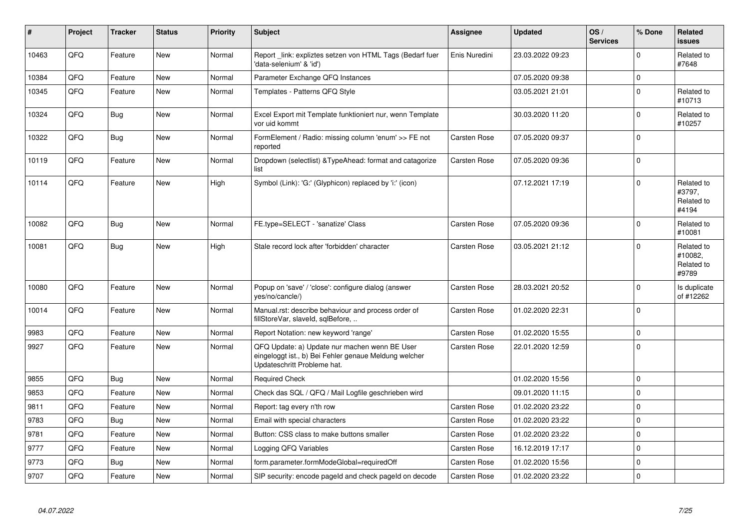| # | Project | Tracker | Status | Priority | Subject | Assignee | Updated | OS / Services | % Done | Related issues |
|---|---|---|---|---|---|---|---|---|---|---|
| 10463 | QFQ | Feature | New | Normal | Report _link: expliztes setzen von HTML Tags (Bedarf fuer 'data-selenium' & 'id') | Enis Nuredini | 23.03.2022 09:23 | | 0 | Related to #7648 |
| 10384 | QFQ | Feature | New | Normal | Parameter Exchange QFQ Instances | | 07.05.2020 09:38 | | 0 | |
| 10345 | QFQ | Feature | New | Normal | Templates - Patterns QFQ Style | | 03.05.2021 21:01 | | 0 | Related to #10713 |
| 10324 | QFQ | Bug | New | Normal | Excel Export mit Template funktioniert nur, wenn Template vor uid kommt | | 30.03.2020 11:20 | | 0 | Related to #10257 |
| 10322 | QFQ | Bug | New | Normal | FormElement / Radio: missing column 'enum' >> FE not reported | Carsten Rose | 07.05.2020 09:37 | | 0 | |
| 10119 | QFQ | Feature | New | Normal | Dropdown (selectlist) &TypeAhead: format and catagorize list | Carsten Rose | 07.05.2020 09:36 | | 0 | |
| 10114 | QFQ | Feature | New | High | Symbol (Link): 'G:' (Glyphicon) replaced by 'i:' (icon) | | 07.12.2021 17:19 | | 0 | Related to #3797, Related to #4194 |
| 10082 | QFQ | Bug | New | Normal | FE.type=SELECT - 'sanatize' Class | Carsten Rose | 07.05.2020 09:36 | | 0 | Related to #10081 |
| 10081 | QFQ | Bug | New | High | Stale record lock after 'forbidden' character | Carsten Rose | 03.05.2021 21:12 | | 0 | Related to #10082, Related to #9789 |
| 10080 | QFQ | Feature | New | Normal | Popup on 'save' / 'close': configure dialog (answer yes/no/cancle/) | Carsten Rose | 28.03.2021 20:52 | | 0 | Is duplicate of #12262 |
| 10014 | QFQ | Feature | New | Normal | Manual.rst: describe behaviour and process order of fillStoreVar, slaveId, sqlBefore, .. | Carsten Rose | 01.02.2020 22:31 | | 0 | |
| 9983 | QFQ | Feature | New | Normal | Report Notation: new keyword 'range' | Carsten Rose | 01.02.2020 15:55 | | 0 | |
| 9927 | QFQ | Feature | New | Normal | QFQ Update: a) Update nur machen wenn BE User eingeloggt ist., b) Bei Fehler genaue Meldung welcher Updateschritt Probleme hat. | Carsten Rose | 22.01.2020 12:59 | | 0 | |
| 9855 | QFQ | Bug | New | Normal | Required Check | | 01.02.2020 15:56 | | 0 | |
| 9853 | QFQ | Feature | New | Normal | Check das SQL / QFQ / Mail Logfile geschrieben wird | | 09.01.2020 11:15 | | 0 | |
| 9811 | QFQ | Feature | New | Normal | Report: tag every n'th row | Carsten Rose | 01.02.2020 23:22 | | 0 | |
| 9783 | QFQ | Bug | New | Normal | Email with special characters | Carsten Rose | 01.02.2020 23:22 | | 0 | |
| 9781 | QFQ | Feature | New | Normal | Button: CSS class to make buttons smaller | Carsten Rose | 01.02.2020 23:22 | | 0 | |
| 9777 | QFQ | Feature | New | Normal | Logging QFQ Variables | Carsten Rose | 16.12.2019 17:17 | | 0 | |
| 9773 | QFQ | Bug | New | Normal | form.parameter.formModeGlobal=requiredOff | Carsten Rose | 01.02.2020 15:56 | | 0 | |
| 9707 | QFQ | Feature | New | Normal | SIP security: encode pageId and check pageId on decode | Carsten Rose | 01.02.2020 23:22 | | 0 | |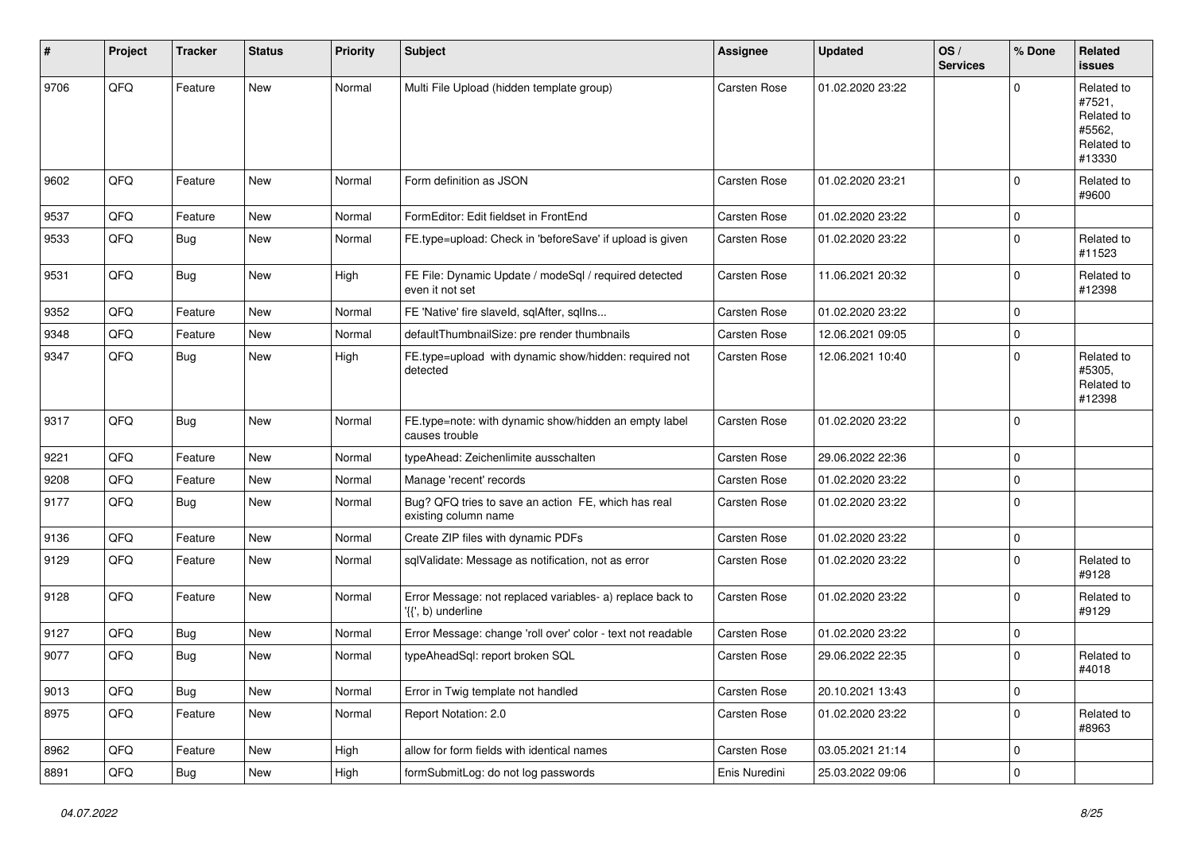| # | Project | Tracker | Status | Priority | Subject | Assignee | Updated | OS / Services | % Done | Related issues |
|---|---|---|---|---|---|---|---|---|---|---|
| 9706 | QFQ | Feature | New | Normal | Multi File Upload (hidden template group) | Carsten Rose | 01.02.2020 23:22 | | 0 | Related to #7521, Related to #5562, Related to #13330 |
| 9602 | QFQ | Feature | New | Normal | Form definition as JSON | Carsten Rose | 01.02.2020 23:21 | | 0 | Related to #9600 |
| 9537 | QFQ | Feature | New | Normal | FormEditor: Edit fieldset in FrontEnd | Carsten Rose | 01.02.2020 23:22 | | 0 | |
| 9533 | QFQ | Bug | New | Normal | FE.type=upload: Check in 'beforeSave' if upload is given | Carsten Rose | 01.02.2020 23:22 | | 0 | Related to #11523 |
| 9531 | QFQ | Bug | New | High | FE File: Dynamic Update / modeSql / required detected even it not set | Carsten Rose | 11.06.2021 20:32 | | 0 | Related to #12398 |
| 9352 | QFQ | Feature | New | Normal | FE 'Native' fire slaveId, sqlAfter, sqlIns... | Carsten Rose | 01.02.2020 23:22 | | 0 | |
| 9348 | QFQ | Feature | New | Normal | defaultThumbnailSize: pre render thumbnails | Carsten Rose | 12.06.2021 09:05 | | 0 | |
| 9347 | QFQ | Bug | New | High | FE.type=upload with dynamic show/hidden: required not detected | Carsten Rose | 12.06.2021 10:40 | | 0 | Related to #5305, Related to #12398 |
| 9317 | QFQ | Bug | New | Normal | FE.type=note: with dynamic show/hidden an empty label causes trouble | Carsten Rose | 01.02.2020 23:22 | | 0 | |
| 9221 | QFQ | Feature | New | Normal | typeAhead: Zeichenlimite ausschalten | Carsten Rose | 29.06.2022 22:36 | | 0 | |
| 9208 | QFQ | Feature | New | Normal | Manage 'recent' records | Carsten Rose | 01.02.2020 23:22 | | 0 | |
| 9177 | QFQ | Bug | New | Normal | Bug? QFQ tries to save an action FE, which has real existing column name | Carsten Rose | 01.02.2020 23:22 | | 0 | |
| 9136 | QFQ | Feature | New | Normal | Create ZIP files with dynamic PDFs | Carsten Rose | 01.02.2020 23:22 | | 0 | |
| 9129 | QFQ | Feature | New | Normal | sqlValidate: Message as notification, not as error | Carsten Rose | 01.02.2020 23:22 | | 0 | Related to #9128 |
| 9128 | QFQ | Feature | New | Normal | Error Message: not replaced variables- a) replace back to '{{', b) underline | Carsten Rose | 01.02.2020 23:22 | | 0 | Related to #9129 |
| 9127 | QFQ | Bug | New | Normal | Error Message: change 'roll over' color - text not readable | Carsten Rose | 01.02.2020 23:22 | | 0 | |
| 9077 | QFQ | Bug | New | Normal | typeAheadSql: report broken SQL | Carsten Rose | 29.06.2022 22:35 | | 0 | Related to #4018 |
| 9013 | QFQ | Bug | New | Normal | Error in Twig template not handled | Carsten Rose | 20.10.2021 13:43 | | 0 | |
| 8975 | QFQ | Feature | New | Normal | Report Notation: 2.0 | Carsten Rose | 01.02.2020 23:22 | | 0 | Related to #8963 |
| 8962 | QFQ | Feature | New | High | allow for form fields with identical names | Carsten Rose | 03.05.2021 21:14 | | 0 | |
| 8891 | QFQ | Bug | New | High | formSubmitLog: do not log passwords | Enis Nuredini | 25.03.2022 09:06 | | 0 | |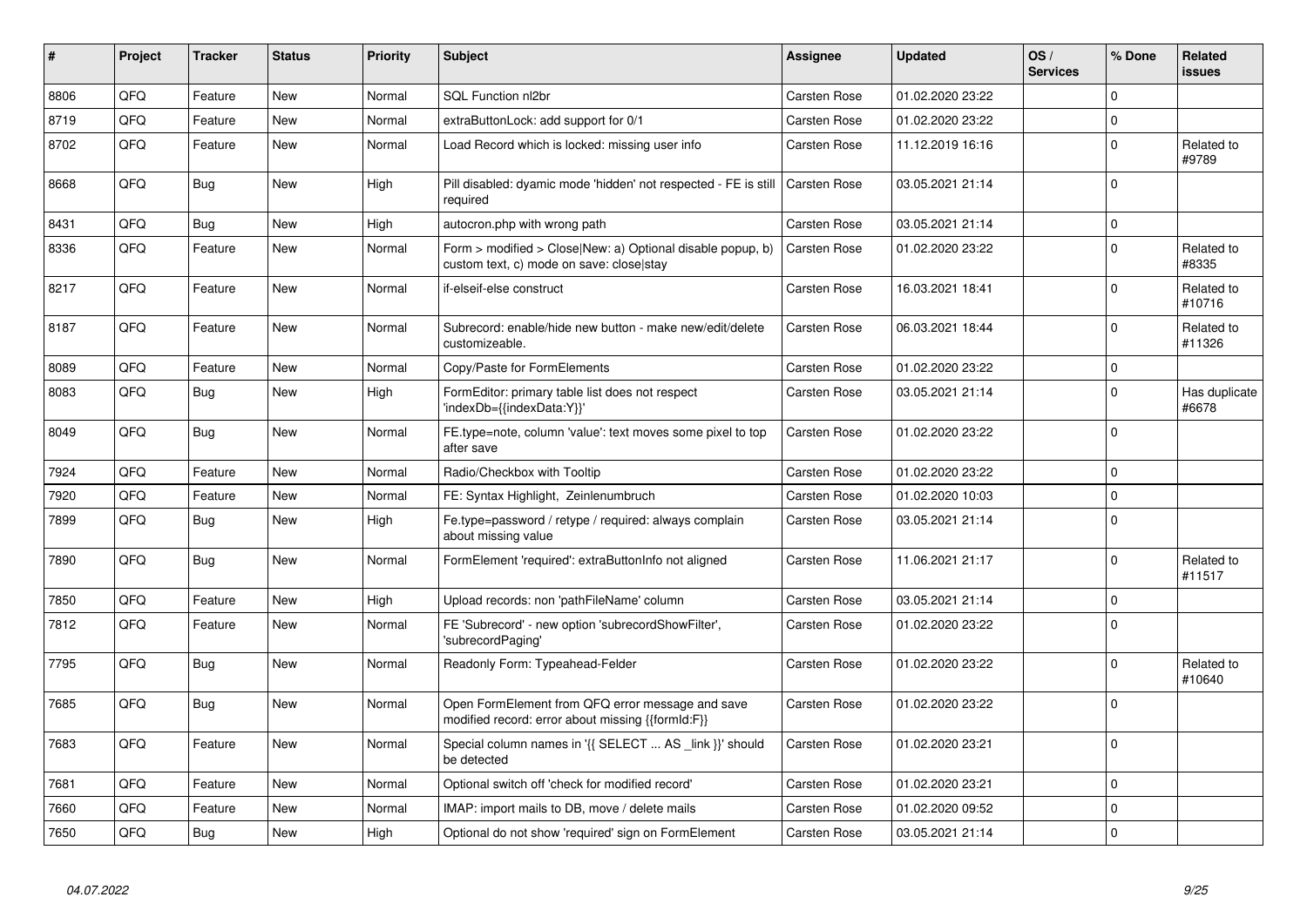| # | Project | Tracker | Status | Priority | Subject | Assignee | Updated | OS / Services | % Done | Related issues |
|---|---|---|---|---|---|---|---|---|---|---|
| 8806 | QFQ | Feature | New | Normal | SQL Function nl2br | Carsten Rose | 01.02.2020 23:22 | | 0 | |
| 8719 | QFQ | Feature | New | Normal | extraButtonLock: add support for 0/1 | Carsten Rose | 01.02.2020 23:22 | | 0 | |
| 8702 | QFQ | Feature | New | Normal | Load Record which is locked: missing user info | Carsten Rose | 11.12.2019 16:16 | | 0 | Related to #9789 |
| 8668 | QFQ | Bug | New | High | Pill disabled: dyamic mode 'hidden' not respected - FE is still required | Carsten Rose | 03.05.2021 21:14 | | 0 | |
| 8431 | QFQ | Bug | New | High | autocron.php with wrong path | Carsten Rose | 03.05.2021 21:14 | | 0 | |
| 8336 | QFQ | Feature | New | Normal | Form > modified > Close\|New: a) Optional disable popup, b) custom text, c) mode on save: close\|stay | Carsten Rose | 01.02.2020 23:22 | | 0 | Related to #8335 |
| 8217 | QFQ | Feature | New | Normal | if-elseif-else construct | Carsten Rose | 16.03.2021 18:41 | | 0 | Related to #10716 |
| 8187 | QFQ | Feature | New | Normal | Subrecord: enable/hide new button - make new/edit/delete customizeable. | Carsten Rose | 06.03.2021 18:44 | | 0 | Related to #11326 |
| 8089 | QFQ | Feature | New | Normal | Copy/Paste for FormElements | Carsten Rose | 01.02.2020 23:22 | | 0 | |
| 8083 | QFQ | Bug | New | High | FormEditor: primary table list does not respect 'indexDb={{indexData:Y}}' | Carsten Rose | 03.05.2021 21:14 | | 0 | Has duplicate #6678 |
| 8049 | QFQ | Bug | New | Normal | FE.type=note, column 'value': text moves some pixel to top after save | Carsten Rose | 01.02.2020 23:22 | | 0 | |
| 7924 | QFQ | Feature | New | Normal | Radio/Checkbox with Tooltip | Carsten Rose | 01.02.2020 23:22 | | 0 | |
| 7920 | QFQ | Feature | New | Normal | FE: Syntax Highlight, Zeinlenumbruch | Carsten Rose | 01.02.2020 10:03 | | 0 | |
| 7899 | QFQ | Bug | New | High | Fe.type=password / retype / required: always complain about missing value | Carsten Rose | 03.05.2021 21:14 | | 0 | |
| 7890 | QFQ | Bug | New | Normal | FormElement 'required': extraButtonInfo not aligned | Carsten Rose | 11.06.2021 21:17 | | 0 | Related to #11517 |
| 7850 | QFQ | Feature | New | High | Upload records: non 'pathFileName' column | Carsten Rose | 03.05.2021 21:14 | | 0 | |
| 7812 | QFQ | Feature | New | Normal | FE 'Subrecord' - new option 'subrecordShowFilter', 'subrecordPaging' | Carsten Rose | 01.02.2020 23:22 | | 0 | |
| 7795 | QFQ | Bug | New | Normal | Readonly Form: Typeahead-Felder | Carsten Rose | 01.02.2020 23:22 | | 0 | Related to #10640 |
| 7685 | QFQ | Bug | New | Normal | Open FormElement from QFQ error message and save modified record: error about missing {{formId:F}} | Carsten Rose | 01.02.2020 23:22 | | 0 | |
| 7683 | QFQ | Feature | New | Normal | Special column names in '{{ SELECT ... AS _link }}' should be detected | Carsten Rose | 01.02.2020 23:21 | | 0 | |
| 7681 | QFQ | Feature | New | Normal | Optional switch off 'check for modified record' | Carsten Rose | 01.02.2020 23:21 | | 0 | |
| 7660 | QFQ | Feature | New | Normal | IMAP: import mails to DB, move / delete mails | Carsten Rose | 01.02.2020 09:52 | | 0 | |
| 7650 | QFQ | Bug | New | High | Optional do not show 'required' sign on FormElement | Carsten Rose | 03.05.2021 21:14 | | 0 | |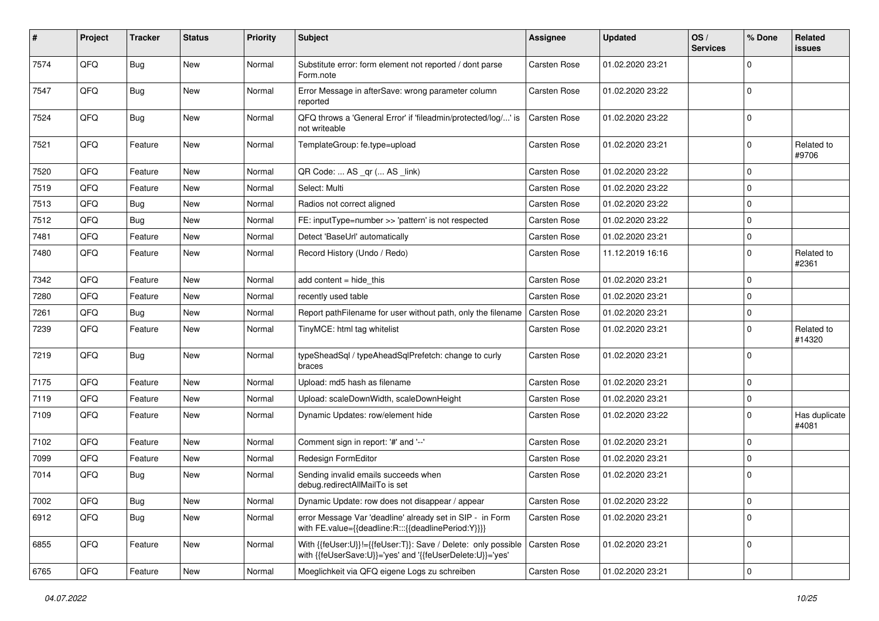| # | Project | Tracker | Status | Priority | Subject | Assignee | Updated | OS / Services | % Done | Related issues |
|---|---|---|---|---|---|---|---|---|---|---|
| 7574 | QFQ | Bug | New | Normal | Substitute error: form element not reported / dont parse Form.note | Carsten Rose | 01.02.2020 23:21 | | 0 | |
| 7547 | QFQ | Bug | New | Normal | Error Message in afterSave: wrong parameter column reported | Carsten Rose | 01.02.2020 23:22 | | 0 | |
| 7524 | QFQ | Bug | New | Normal | QFQ throws a 'General Error' if 'fileadmin/protected/log/...' is not writeable | Carsten Rose | 01.02.2020 23:22 | | 0 | |
| 7521 | QFQ | Feature | New | Normal | TemplateGroup: fe.type=upload | Carsten Rose | 01.02.2020 23:21 | | 0 | Related to #9706 |
| 7520 | QFQ | Feature | New | Normal | QR Code: ... AS _qr (... AS _link) | Carsten Rose | 01.02.2020 23:22 | | 0 | |
| 7519 | QFQ | Feature | New | Normal | Select: Multi | Carsten Rose | 01.02.2020 23:22 | | 0 | |
| 7513 | QFQ | Bug | New | Normal | Radios not correct aligned | Carsten Rose | 01.02.2020 23:22 | | 0 | |
| 7512 | QFQ | Bug | New | Normal | FE: inputType=number >> 'pattern' is not respected | Carsten Rose | 01.02.2020 23:22 | | 0 | |
| 7481 | QFQ | Feature | New | Normal | Detect 'BaseUrl' automatically | Carsten Rose | 01.02.2020 23:21 | | 0 | |
| 7480 | QFQ | Feature | New | Normal | Record History (Undo / Redo) | Carsten Rose | 11.12.2019 16:16 | | 0 | Related to #2361 |
| 7342 | QFQ | Feature | New | Normal | add content = hide_this | Carsten Rose | 01.02.2020 23:21 | | 0 | |
| 7280 | QFQ | Feature | New | Normal | recently used table | Carsten Rose | 01.02.2020 23:21 | | 0 | |
| 7261 | QFQ | Bug | New | Normal | Report pathFilename for user without path, only the filename | Carsten Rose | 01.02.2020 23:21 | | 0 | |
| 7239 | QFQ | Feature | New | Normal | TinyMCE: html tag whitelist | Carsten Rose | 01.02.2020 23:21 | | 0 | Related to #14320 |
| 7219 | QFQ | Bug | New | Normal | typeSheadSql / typeAheadSqlPrefetch: change to curly braces | Carsten Rose | 01.02.2020 23:21 | | 0 | |
| 7175 | QFQ | Feature | New | Normal | Upload: md5 hash as filename | Carsten Rose | 01.02.2020 23:21 | | 0 | |
| 7119 | QFQ | Feature | New | Normal | Upload: scaleDownWidth, scaleDownHeight | Carsten Rose | 01.02.2020 23:21 | | 0 | |
| 7109 | QFQ | Feature | New | Normal | Dynamic Updates: row/element hide | Carsten Rose | 01.02.2020 23:22 | | 0 | Has duplicate #4081 |
| 7102 | QFQ | Feature | New | Normal | Comment sign in report: '#' and '--' | Carsten Rose | 01.02.2020 23:21 | | 0 | |
| 7099 | QFQ | Feature | New | Normal | Redesign FormEditor | Carsten Rose | 01.02.2020 23:21 | | 0 | |
| 7014 | QFQ | Bug | New | Normal | Sending invalid emails succeeds when debug.redirectAllMailTo is set | Carsten Rose | 01.02.2020 23:21 | | 0 | |
| 7002 | QFQ | Bug | New | Normal | Dynamic Update: row does not disappear / appear | Carsten Rose | 01.02.2020 23:22 | | 0 | |
| 6912 | QFQ | Bug | New | Normal | error Message Var 'deadline' already set in SIP - in Form with FE.value={{deadline:R:::{{deadlinePeriod:Y}}}} | Carsten Rose | 01.02.2020 23:21 | | 0 | |
| 6855 | QFQ | Feature | New | Normal | With {{feUser:U}}!={{feUser:T}}: Save / Delete: only possible with {{feUserSave:U}}='yes' and '{{feUserDelete:U}}='yes' | Carsten Rose | 01.02.2020 23:21 | | 0 | |
| 6765 | QFQ | Feature | New | Normal | Moeglichkeit via QFQ eigene Logs zu schreiben | Carsten Rose | 01.02.2020 23:21 | | 0 | |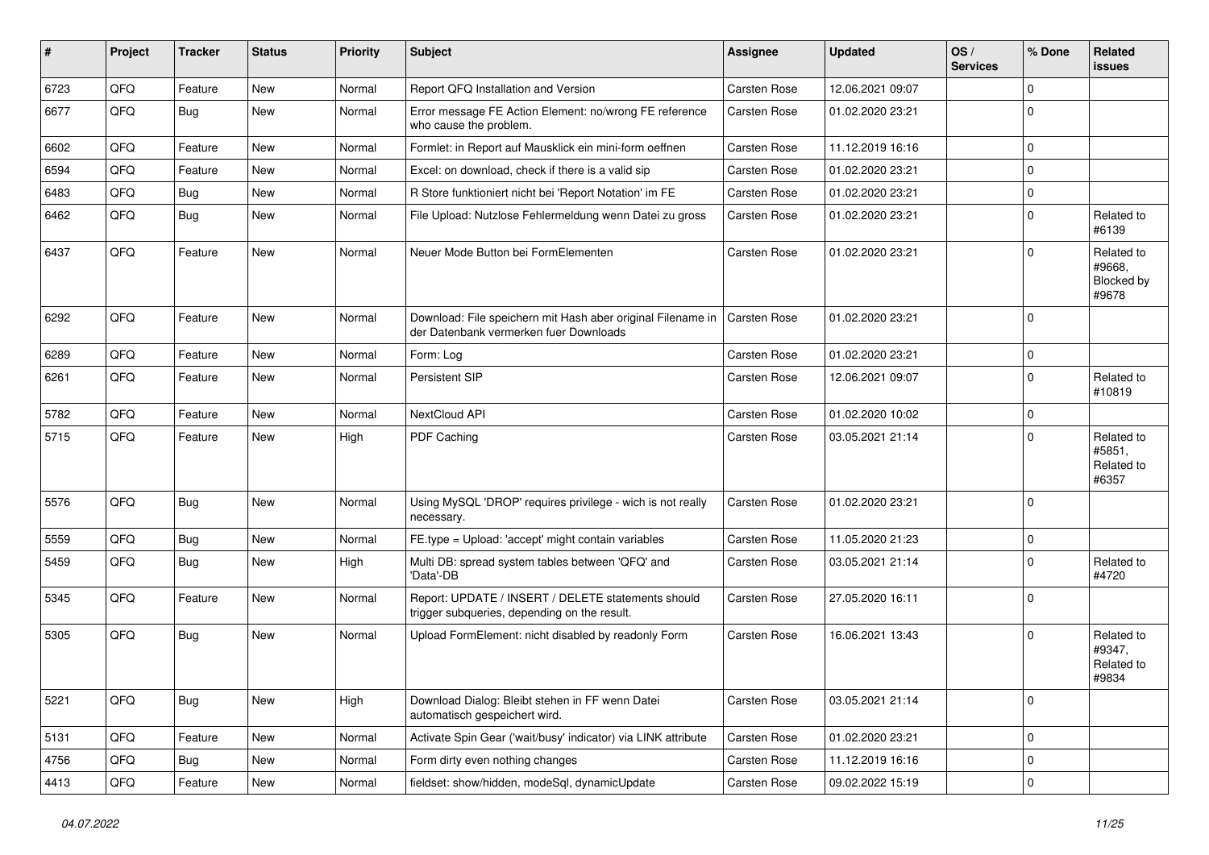| # | Project | Tracker | Status | Priority | Subject | Assignee | Updated | OS / Services | % Done | Related issues |
|---|---|---|---|---|---|---|---|---|---|---|
| 6723 | QFQ | Feature | New | Normal | Report QFQ Installation and Version | Carsten Rose | 12.06.2021 09:07 | | 0 | |
| 6677 | QFQ | Bug | New | Normal | Error message FE Action Element: no/wrong FE reference who cause the problem. | Carsten Rose | 01.02.2020 23:21 | | 0 | |
| 6602 | QFQ | Feature | New | Normal | Formlet: in Report auf Mausklick ein mini-form oeffnen | Carsten Rose | 11.12.2019 16:16 | | 0 | |
| 6594 | QFQ | Feature | New | Normal | Excel: on download, check if there is a valid sip | Carsten Rose | 01.02.2020 23:21 | | 0 | |
| 6483 | QFQ | Bug | New | Normal | R Store funktioniert nicht bei 'Report Notation' im FE | Carsten Rose | 01.02.2020 23:21 | | 0 | |
| 6462 | QFQ | Bug | New | Normal | File Upload: Nutzlose Fehlermeldung wenn Datei zu gross | Carsten Rose | 01.02.2020 23:21 | | 0 | Related to #6139 |
| 6437 | QFQ | Feature | New | Normal | Neuer Mode Button bei FormElementen | Carsten Rose | 01.02.2020 23:21 | | 0 | Related to #9668, Blocked by #9678 |
| 6292 | QFQ | Feature | New | Normal | Download: File speichern mit Hash aber original Filename in der Datenbank vermerken fuer Downloads | Carsten Rose | 01.02.2020 23:21 | | 0 | |
| 6289 | QFQ | Feature | New | Normal | Form: Log | Carsten Rose | 01.02.2020 23:21 | | 0 | |
| 6261 | QFQ | Feature | New | Normal | Persistent SIP | Carsten Rose | 12.06.2021 09:07 | | 0 | Related to #10819 |
| 5782 | QFQ | Feature | New | Normal | NextCloud API | Carsten Rose | 01.02.2020 10:02 | | 0 | |
| 5715 | QFQ | Feature | New | High | PDF Caching | Carsten Rose | 03.05.2021 21:14 | | 0 | Related to #5851, Related to #6357 |
| 5576 | QFQ | Bug | New | Normal | Using MySQL 'DROP' requires privilege - wich is not really necessary. | Carsten Rose | 01.02.2020 23:21 | | 0 | |
| 5559 | QFQ | Bug | New | Normal | FE.type = Upload: 'accept' might contain variables | Carsten Rose | 11.05.2020 21:23 | | 0 | |
| 5459 | QFQ | Bug | New | High | Multi DB: spread system tables between 'QFQ' and 'Data'-DB | Carsten Rose | 03.05.2021 21:14 | | 0 | Related to #4720 |
| 5345 | QFQ | Feature | New | Normal | Report: UPDATE / INSERT / DELETE statements should trigger subqueries, depending on the result. | Carsten Rose | 27.05.2020 16:11 | | 0 | |
| 5305 | QFQ | Bug | New | Normal | Upload FormElement: nicht disabled by readonly Form | Carsten Rose | 16.06.2021 13:43 | | 0 | Related to #9347, Related to #9834 |
| 5221 | QFQ | Bug | New | High | Download Dialog: Bleibt stehen in FF wenn Datei automatisch gespeichert wird. | Carsten Rose | 03.05.2021 21:14 | | 0 | |
| 5131 | QFQ | Feature | New | Normal | Activate Spin Gear ('wait/busy' indicator) via LINK attribute | Carsten Rose | 01.02.2020 23:21 | | 0 | |
| 4756 | QFQ | Bug | New | Normal | Form dirty even nothing changes | Carsten Rose | 11.12.2019 16:16 | | 0 | |
| 4413 | QFQ | Feature | New | Normal | fieldset: show/hidden, modeSql, dynamicUpdate | Carsten Rose | 09.02.2022 15:19 | | 0 | |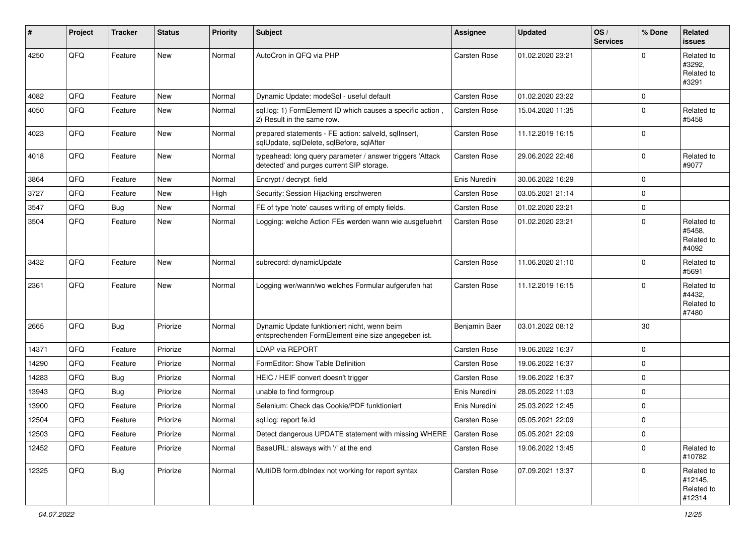| # | Project | Tracker | Status | Priority | Subject | Assignee | Updated | OS / Services | % Done | Related issues |
|---|---|---|---|---|---|---|---|---|---|---|
| 4250 | QFQ | Feature | New | Normal | AutoCron in QFQ via PHP | Carsten Rose | 01.02.2020 23:21 | | 0 | Related to #3292, Related to #3291 |
| 4082 | QFQ | Feature | New | Normal | Dynamic Update: modeSql - useful default | Carsten Rose | 01.02.2020 23:22 | | 0 | |
| 4050 | QFQ | Feature | New | Normal | sql.log: 1) FormElement ID which causes a specific action , 2) Result in the same row. | Carsten Rose | 15.04.2020 11:35 | | 0 | Related to #5458 |
| 4023 | QFQ | Feature | New | Normal | prepared statements - FE action: salveld, sqlInsert, sqlUpdate, sqlDelete, sqlBefore, sqlAfter | Carsten Rose | 11.12.2019 16:15 | | 0 | |
| 4018 | QFQ | Feature | New | Normal | typeahead: long query parameter / answer triggers 'Attack detected' and purges current SIP storage. | Carsten Rose | 29.06.2022 22:46 | | 0 | Related to #9077 |
| 3864 | QFQ | Feature | New | Normal | Encrypt / decrypt field | Enis Nuredini | 30.06.2022 16:29 | | 0 | |
| 3727 | QFQ | Feature | New | High | Security: Session Hijacking erschweren | Carsten Rose | 03.05.2021 21:14 | | 0 | |
| 3547 | QFQ | Bug | New | Normal | FE of type 'note' causes writing of empty fields. | Carsten Rose | 01.02.2020 23:21 | | 0 | |
| 3504 | QFQ | Feature | New | Normal | Logging: welche Action FEs werden wann wie ausgefuehrt | Carsten Rose | 01.02.2020 23:21 | | 0 | Related to #5458, Related to #4092 |
| 3432 | QFQ | Feature | New | Normal | subrecord: dynamicUpdate | Carsten Rose | 11.06.2020 21:10 | | 0 | Related to #5691 |
| 2361 | QFQ | Feature | New | Normal | Logging wer/wann/wo welches Formular aufgerufen hat | Carsten Rose | 11.12.2019 16:15 | | 0 | Related to #4432, Related to #7480 |
| 2665 | QFQ | Bug | Priorize | Normal | Dynamic Update funktioniert nicht, wenn beim entsprechenden FormElement eine size angegeben ist. | Benjamin Baer | 03.01.2022 08:12 | | 30 | |
| 14371 | QFQ | Feature | Priorize | Normal | LDAP via REPORT | Carsten Rose | 19.06.2022 16:37 | | 0 | |
| 14290 | QFQ | Feature | Priorize | Normal | FormEditor: Show Table Definition | Carsten Rose | 19.06.2022 16:37 | | 0 | |
| 14283 | QFQ | Bug | Priorize | Normal | HEIC / HEIF convert doesn't trigger | Carsten Rose | 19.06.2022 16:37 | | 0 | |
| 13943 | QFQ | Bug | Priorize | Normal | unable to find formgroup | Enis Nuredini | 28.05.2022 11:03 | | 0 | |
| 13900 | QFQ | Feature | Priorize | Normal | Selenium: Check das Cookie/PDF funktioniert | Enis Nuredini | 25.03.2022 12:45 | | 0 | |
| 12504 | QFQ | Feature | Priorize | Normal | sql.log: report fe.id | Carsten Rose | 05.05.2021 22:09 | | 0 | |
| 12503 | QFQ | Feature | Priorize | Normal | Detect dangerous UPDATE statement with missing WHERE | Carsten Rose | 05.05.2021 22:09 | | 0 | |
| 12452 | QFQ | Feature | Priorize | Normal | BaseURL: alsways with '/' at the end | Carsten Rose | 19.06.2022 13:45 | | 0 | Related to #10782 |
| 12325 | QFQ | Bug | Priorize | Normal | MultiDB form.dbIndex not working for report syntax | Carsten Rose | 07.09.2021 13:37 | | 0 | Related to #12145, Related to #12314 |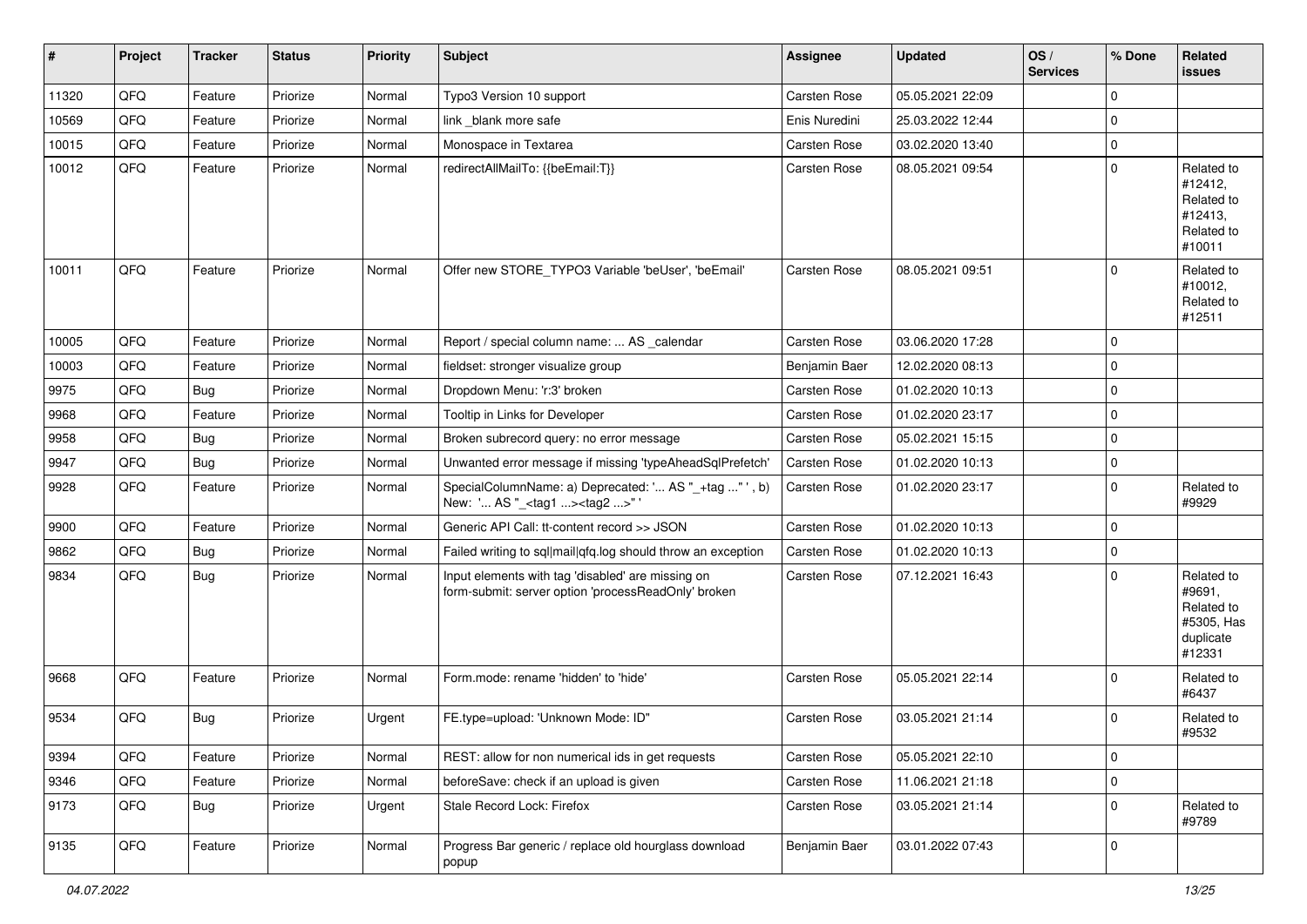| # | Project | Tracker | Status | Priority | Subject | Assignee | Updated | OS / Services | % Done | Related issues |
|---|---|---|---|---|---|---|---|---|---|---|
| 11320 | QFQ | Feature | Priorize | Normal | Typo3 Version 10 support | Carsten Rose | 05.05.2021 22:09 | | 0 | |
| 10569 | QFQ | Feature | Priorize | Normal | link _blank more safe | Enis Nuredini | 25.03.2022 12:44 | | 0 | |
| 10015 | QFQ | Feature | Priorize | Normal | Monospace in Textarea | Carsten Rose | 03.02.2020 13:40 | | 0 | |
| 10012 | QFQ | Feature | Priorize | Normal | redirectAllMailTo: {{beEmail:T}} | Carsten Rose | 08.05.2021 09:54 | | 0 | Related to #12412, Related to #12413, Related to #10011 |
| 10011 | QFQ | Feature | Priorize | Normal | Offer new STORE_TYPO3 Variable 'beUser', 'beEmail' | Carsten Rose | 08.05.2021 09:51 | | 0 | Related to #10012, Related to #12511 |
| 10005 | QFQ | Feature | Priorize | Normal | Report / special column name: ... AS _calendar | Carsten Rose | 03.06.2020 17:28 | | 0 | |
| 10003 | QFQ | Feature | Priorize | Normal | fieldset: stronger visualize group | Benjamin Baer | 12.02.2020 08:13 | | 0 | |
| 9975 | QFQ | Bug | Priorize | Normal | Dropdown Menu: 'r:3' broken | Carsten Rose | 01.02.2020 10:13 | | 0 | |
| 9968 | QFQ | Feature | Priorize | Normal | Tooltip in Links for Developer | Carsten Rose | 01.02.2020 23:17 | | 0 | |
| 9958 | QFQ | Bug | Priorize | Normal | Broken subrecord query: no error message | Carsten Rose | 05.02.2021 15:15 | | 0 | |
| 9947 | QFQ | Bug | Priorize | Normal | Unwanted error message if missing 'typeAheadSqlPrefetch' | Carsten Rose | 01.02.2020 10:13 | | 0 | |
| 9928 | QFQ | Feature | Priorize | Normal | SpecialColumnName: a) Deprecated: '... AS "_+tag ..." ', b) New: '... AS "_<tag1 ...><tag2 ...>" ' | Carsten Rose | 01.02.2020 23:17 | | 0 | Related to #9929 |
| 9900 | QFQ | Feature | Priorize | Normal | Generic API Call: tt-content record >> JSON | Carsten Rose | 01.02.2020 10:13 | | 0 | |
| 9862 | QFQ | Bug | Priorize | Normal | Failed writing to sql\|mail\|qfq.log should throw an exception | Carsten Rose | 01.02.2020 10:13 | | 0 | |
| 9834 | QFQ | Bug | Priorize | Normal | Input elements with tag 'disabled' are missing on form-submit: server option 'processReadOnly' broken | Carsten Rose | 07.12.2021 16:43 | | 0 | Related to #9691, Related to #5305, Has duplicate #12331 |
| 9668 | QFQ | Feature | Priorize | Normal | Form.mode: rename 'hidden' to 'hide' | Carsten Rose | 05.05.2021 22:14 | | 0 | Related to #6437 |
| 9534 | QFQ | Bug | Priorize | Urgent | FE.type=upload: 'Unknown Mode: ID" | Carsten Rose | 03.05.2021 21:14 | | 0 | Related to #9532 |
| 9394 | QFQ | Feature | Priorize | Normal | REST: allow for non numerical ids in get requests | Carsten Rose | 05.05.2021 22:10 | | 0 | |
| 9346 | QFQ | Feature | Priorize | Normal | beforeSave: check if an upload is given | Carsten Rose | 11.06.2021 21:18 | | 0 | |
| 9173 | QFQ | Bug | Priorize | Urgent | Stale Record Lock: Firefox | Carsten Rose | 03.05.2021 21:14 | | 0 | Related to #9789 |
| 9135 | QFQ | Feature | Priorize | Normal | Progress Bar generic / replace old hourglass download popup | Benjamin Baer | 03.01.2022 07:43 | | 0 | |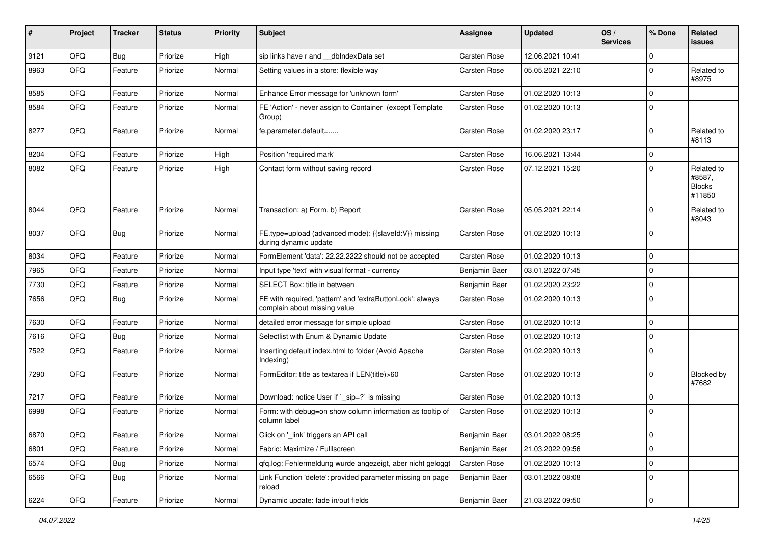| # | Project | Tracker | Status | Priority | Subject | Assignee | Updated | OS / Services | % Done | Related issues |
|---|---|---|---|---|---|---|---|---|---|---|
| 9121 | QFQ | Bug | Priorize | High | sip links have r and __dbIndexData set | Carsten Rose | 12.06.2021 10:41 | | 0 | |
| 8963 | QFQ | Feature | Priorize | Normal | Setting values in a store: flexible way | Carsten Rose | 05.05.2021 22:10 | | 0 | Related to #8975 |
| 8585 | QFQ | Feature | Priorize | Normal | Enhance Error message for 'unknown form' | Carsten Rose | 01.02.2020 10:13 | | 0 | |
| 8584 | QFQ | Feature | Priorize | Normal | FE 'Action' - never assign to Container (except Template Group) | Carsten Rose | 01.02.2020 10:13 | | 0 | |
| 8277 | QFQ | Feature | Priorize | Normal | fe.parameter.default=..... | Carsten Rose | 01.02.2020 23:17 | | 0 | Related to #8113 |
| 8204 | QFQ | Feature | Priorize | High | Position 'required mark' | Carsten Rose | 16.06.2021 13:44 | | 0 | |
| 8082 | QFQ | Feature | Priorize | High | Contact form without saving record | Carsten Rose | 07.12.2021 15:20 | | 0 | Related to #8587, Blocks #11850 |
| 8044 | QFQ | Feature | Priorize | Normal | Transaction: a) Form, b) Report | Carsten Rose | 05.05.2021 22:14 | | 0 | Related to #8043 |
| 8037 | QFQ | Bug | Priorize | Normal | FE.type=upload (advanced mode): {{slaveId:V}} missing during dynamic update | Carsten Rose | 01.02.2020 10:13 | | 0 | |
| 8034 | QFQ | Feature | Priorize | Normal | FormElement 'data': 22.22.2222 should not be accepted | Carsten Rose | 01.02.2020 10:13 | | 0 | |
| 7965 | QFQ | Feature | Priorize | Normal | Input type 'text' with visual format - currency | Benjamin Baer | 03.01.2022 07:45 | | 0 | |
| 7730 | QFQ | Feature | Priorize | Normal | SELECT Box: title in between | Benjamin Baer | 01.02.2020 23:22 | | 0 | |
| 7656 | QFQ | Bug | Priorize | Normal | FE with required, 'pattern' and 'extraButtonLock': always complain about missing value | Carsten Rose | 01.02.2020 10:13 | | 0 | |
| 7630 | QFQ | Feature | Priorize | Normal | detailed error message for simple upload | Carsten Rose | 01.02.2020 10:13 | | 0 | |
| 7616 | QFQ | Bug | Priorize | Normal | Selectlist with Enum & Dynamic Update | Carsten Rose | 01.02.2020 10:13 | | 0 | |
| 7522 | QFQ | Feature | Priorize | Normal | Inserting default index.html to folder (Avoid Apache Indexing) | Carsten Rose | 01.02.2020 10:13 | | 0 | |
| 7290 | QFQ | Feature | Priorize | Normal | FormEditor: title as textarea if LEN(title)>60 | Carsten Rose | 01.02.2020 10:13 | | 0 | Blocked by #7682 |
| 7217 | QFQ | Feature | Priorize | Normal | Download: notice User if `_sip=?` is missing | Carsten Rose | 01.02.2020 10:13 | | 0 | |
| 6998 | QFQ | Feature | Priorize | Normal | Form: with debug=on show column information as tooltip of column label | Carsten Rose | 01.02.2020 10:13 | | 0 | |
| 6870 | QFQ | Feature | Priorize | Normal | Click on '_link' triggers an API call | Benjamin Baer | 03.01.2022 08:25 | | 0 | |
| 6801 | QFQ | Feature | Priorize | Normal | Fabric: Maximize / Fulllscreen | Benjamin Baer | 21.03.2022 09:56 | | 0 | |
| 6574 | QFQ | Bug | Priorize | Normal | qfq.log: Fehlermeldung wurde angezeigt, aber nicht geloggt | Carsten Rose | 01.02.2020 10:13 | | 0 | |
| 6566 | QFQ | Bug | Priorize | Normal | Link Function 'delete': provided parameter missing on page reload | Benjamin Baer | 03.01.2022 08:08 | | 0 | |
| 6224 | QFQ | Feature | Priorize | Normal | Dynamic update: fade in/out fields | Benjamin Baer | 21.03.2022 09:50 | | 0 | |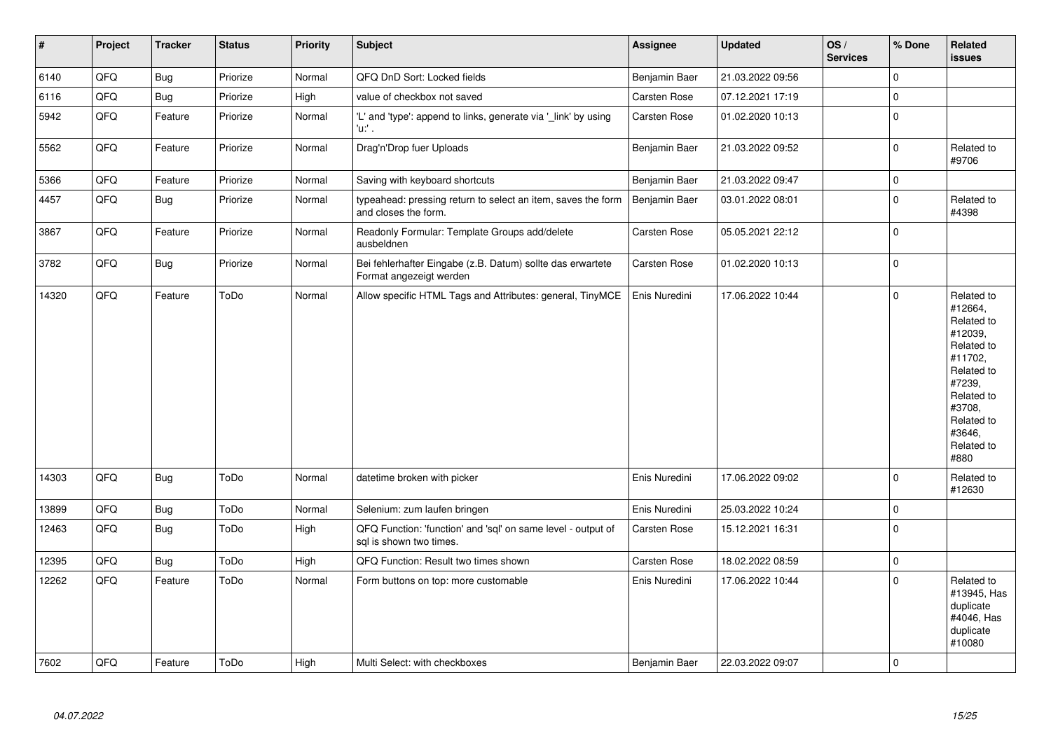| # | Project | Tracker | Status | Priority | Subject | Assignee | Updated | OS / Services | % Done | Related issues |
|---|---|---|---|---|---|---|---|---|---|---|
| 6140 | QFQ | Bug | Priorize | Normal | QFQ DnD Sort: Locked fields | Benjamin Baer | 21.03.2022 09:56 | | 0 | |
| 6116 | QFQ | Bug | Priorize | High | value of checkbox not saved | Carsten Rose | 07.12.2021 17:19 | | 0 | |
| 5942 | QFQ | Feature | Priorize | Normal | 'L' and 'type': append to links, generate via '_link' by using 'u:' . | Carsten Rose | 01.02.2020 10:13 | | 0 | |
| 5562 | QFQ | Feature | Priorize | Normal | Drag'n'Drop fuer Uploads | Benjamin Baer | 21.03.2022 09:52 | | 0 | Related to #9706 |
| 5366 | QFQ | Feature | Priorize | Normal | Saving with keyboard shortcuts | Benjamin Baer | 21.03.2022 09:47 | | 0 | |
| 4457 | QFQ | Bug | Priorize | Normal | typeahead: pressing return to select an item, saves the form and closes the form. | Benjamin Baer | 03.01.2022 08:01 | | 0 | Related to #4398 |
| 3867 | QFQ | Feature | Priorize | Normal | Readonly Formular: Template Groups add/delete ausbeldnen | Carsten Rose | 05.05.2021 22:12 | | 0 | |
| 3782 | QFQ | Bug | Priorize | Normal | Bei fehlerhafter Eingabe (z.B. Datum) sollte das erwartete Format angezeigt werden | Carsten Rose | 01.02.2020 10:13 | | 0 | |
| 14320 | QFQ | Feature | ToDo | Normal | Allow specific HTML Tags and Attributes: general, TinyMCE | Enis Nuredini | 17.06.2022 10:44 | | 0 | Related to #12664, Related to #12039, Related to #11702, Related to #7239, Related to #3708, Related to #3646, Related to #880 |
| 14303 | QFQ | Bug | ToDo | Normal | datetime broken with picker | Enis Nuredini | 17.06.2022 09:02 | | 0 | Related to #12630 |
| 13899 | QFQ | Bug | ToDo | Normal | Selenium: zum laufen bringen | Enis Nuredini | 25.03.2022 10:24 | | 0 | |
| 12463 | QFQ | Bug | ToDo | High | QFQ Function: 'function' and 'sql' on same level - output of sql is shown two times. | Carsten Rose | 15.12.2021 16:31 | | 0 | |
| 12395 | QFQ | Bug | ToDo | High | QFQ Function: Result two times shown | Carsten Rose | 18.02.2022 08:59 | | 0 | |
| 12262 | QFQ | Feature | ToDo | Normal | Form buttons on top: more customable | Enis Nuredini | 17.06.2022 10:44 | | 0 | Related to #13945, Has duplicate #4046, Has duplicate #10080 |
| 7602 | QFQ | Feature | ToDo | High | Multi Select: with checkboxes | Benjamin Baer | 22.03.2022 09:07 | | 0 | |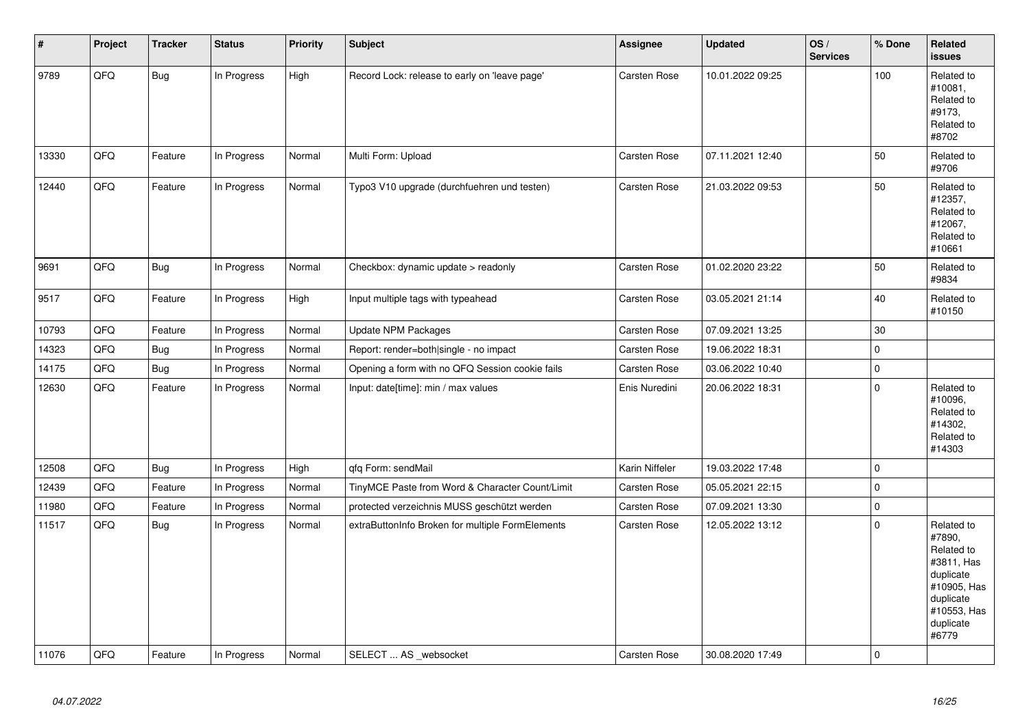| # | Project | Tracker | Status | Priority | Subject | Assignee | Updated | OS / Services | % Done | Related issues |
|---|---|---|---|---|---|---|---|---|---|---|
| 9789 | QFQ | Bug | In Progress | High | Record Lock: release to early on 'leave page' | Carsten Rose | 10.01.2022 09:25 | | 100 | Related to #10081, Related to #9173, Related to #8702 |
| 13330 | QFQ | Feature | In Progress | Normal | Multi Form: Upload | Carsten Rose | 07.11.2021 12:40 | | 50 | Related to #9706 |
| 12440 | QFQ | Feature | In Progress | Normal | Typo3 V10 upgrade (durchfuehren und testen) | Carsten Rose | 21.03.2022 09:53 | | 50 | Related to #12357, Related to #12067, Related to #10661 |
| 9691 | QFQ | Bug | In Progress | Normal | Checkbox: dynamic update > readonly | Carsten Rose | 01.02.2020 23:22 | | 50 | Related to #9834 |
| 9517 | QFQ | Feature | In Progress | High | Input multiple tags with typeahead | Carsten Rose | 03.05.2021 21:14 | | 40 | Related to #10150 |
| 10793 | QFQ | Feature | In Progress | Normal | Update NPM Packages | Carsten Rose | 07.09.2021 13:25 | | 30 | |
| 14323 | QFQ | Bug | In Progress | Normal | Report: render=both\|single - no impact | Carsten Rose | 19.06.2022 18:31 | | 0 | |
| 14175 | QFQ | Bug | In Progress | Normal | Opening a form with no QFQ Session cookie fails | Carsten Rose | 03.06.2022 10:40 | | 0 | |
| 12630 | QFQ | Feature | In Progress | Normal | Input: date[time]: min / max values | Enis Nuredini | 20.06.2022 18:31 | | 0 | Related to #10096, Related to #14302, Related to #14303 |
| 12508 | QFQ | Bug | In Progress | High | qfq Form: sendMail | Karin Niffeler | 19.03.2022 17:48 | | 0 | |
| 12439 | QFQ | Feature | In Progress | Normal | TinyMCE Paste from Word & Character Count/Limit | Carsten Rose | 05.05.2021 22:15 | | 0 | |
| 11980 | QFQ | Feature | In Progress | Normal | protected verzeichnis MUSS geschützt werden | Carsten Rose | 07.09.2021 13:30 | | 0 | |
| 11517 | QFQ | Bug | In Progress | Normal | extraButtonInfo Broken for multiple FormElements | Carsten Rose | 12.05.2022 13:12 | | 0 | Related to #7890, Related to #3811, Has duplicate #10905, Has duplicate #10553, Has duplicate #6779 |
| 11076 | QFQ | Feature | In Progress | Normal | SELECT ... AS _websocket | Carsten Rose | 30.08.2020 17:49 | | 0 | |

*04.07.2022*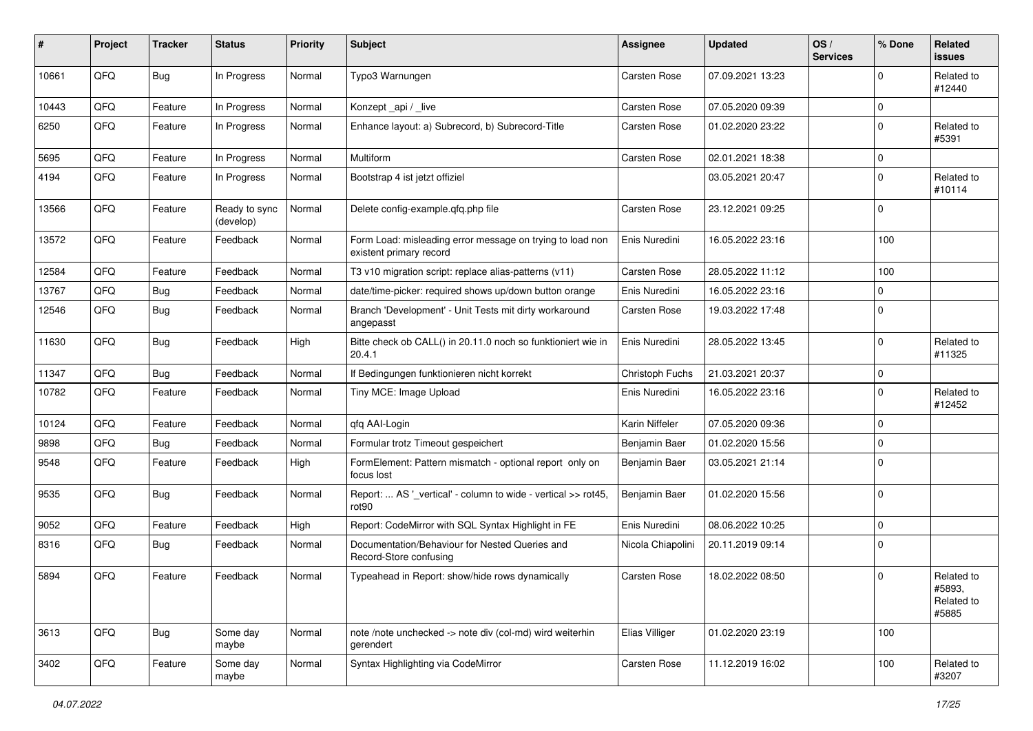| # | Project | Tracker | Status | Priority | Subject | Assignee | Updated | OS / Services | % Done | Related issues |
|---|---|---|---|---|---|---|---|---|---|---|
| 10661 | QFQ | Bug | In Progress | Normal | Typo3 Warnungen | Carsten Rose | 07.09.2021 13:23 | | 0 | Related to #12440 |
| 10443 | QFQ | Feature | In Progress | Normal | Konzept _api / _live | Carsten Rose | 07.05.2020 09:39 | | 0 | |
| 6250 | QFQ | Feature | In Progress | Normal | Enhance layout: a) Subrecord, b) Subrecord-Title | Carsten Rose | 01.02.2020 23:22 | | 0 | Related to #5391 |
| 5695 | QFQ | Feature | In Progress | Normal | Multiform | Carsten Rose | 02.01.2021 18:38 | | 0 | |
| 4194 | QFQ | Feature | In Progress | Normal | Bootstrap 4 ist jetzt offiziel | | 03.05.2021 20:47 | | 0 | Related to #10114 |
| 13566 | QFQ | Feature | Ready to sync (develop) | Normal | Delete config-example.qfq.php file | Carsten Rose | 23.12.2021 09:25 | | 0 | |
| 13572 | QFQ | Feature | Feedback | Normal | Form Load: misleading error message on trying to load non existent primary record | Enis Nuredini | 16.05.2022 23:16 | | 100 | |
| 12584 | QFQ | Feature | Feedback | Normal | T3 v10 migration script: replace alias-patterns (v11) | Carsten Rose | 28.05.2022 11:12 | | 100 | |
| 13767 | QFQ | Bug | Feedback | Normal | date/time-picker: required shows up/down button orange | Enis Nuredini | 16.05.2022 23:16 | | 0 | |
| 12546 | QFQ | Bug | Feedback | Normal | Branch 'Development' - Unit Tests mit dirty workaround angepasst | Carsten Rose | 19.03.2022 17:48 | | 0 | |
| 11630 | QFQ | Bug | Feedback | High | Bitte check ob CALL() in 20.11.0 noch so funktioniert wie in 20.4.1 | Enis Nuredini | 28.05.2022 13:45 | | 0 | Related to #11325 |
| 11347 | QFQ | Bug | Feedback | Normal | If Bedingungen funktionieren nicht korrekt | Christoph Fuchs | 21.03.2021 20:37 | | 0 | |
| 10782 | QFQ | Feature | Feedback | Normal | Tiny MCE: Image Upload | Enis Nuredini | 16.05.2022 23:16 | | 0 | Related to #12452 |
| 10124 | QFQ | Feature | Feedback | Normal | qfq AAI-Login | Karin Niffeler | 07.05.2020 09:36 | | 0 | |
| 9898 | QFQ | Bug | Feedback | Normal | Formular trotz Timeout gespeichert | Benjamin Baer | 01.02.2020 15:56 | | 0 | |
| 9548 | QFQ | Feature | Feedback | High | FormElement: Pattern mismatch - optional report only on focus lost | Benjamin Baer | 03.05.2021 21:14 | | 0 | |
| 9535 | QFQ | Bug | Feedback | Normal | Report: ... AS '_vertical' - column to wide - vertical >> rot45, rot90 | Benjamin Baer | 01.02.2020 15:56 | | 0 | |
| 9052 | QFQ | Feature | Feedback | High | Report: CodeMirror with SQL Syntax Highlight in FE | Enis Nuredini | 08.06.2022 10:25 | | 0 | |
| 8316 | QFQ | Bug | Feedback | Normal | Documentation/Behaviour for Nested Queries and Record-Store confusing | Nicola Chiapolini | 20.11.2019 09:14 | | 0 | |
| 5894 | QFQ | Feature | Feedback | Normal | Typeahead in Report: show/hide rows dynamically | Carsten Rose | 18.02.2022 08:50 | | 0 | Related to #5893, Related to #5885 |
| 3613 | QFQ | Bug | Some day maybe | Normal | note /note unchecked -> note div (col-md) wird weiterhin gerendert | Elias Villiger | 01.02.2020 23:19 | | 100 | |
| 3402 | QFQ | Feature | Some day maybe | Normal | Syntax Highlighting via CodeMirror | Carsten Rose | 11.12.2019 16:02 | | 100 | Related to #3207 |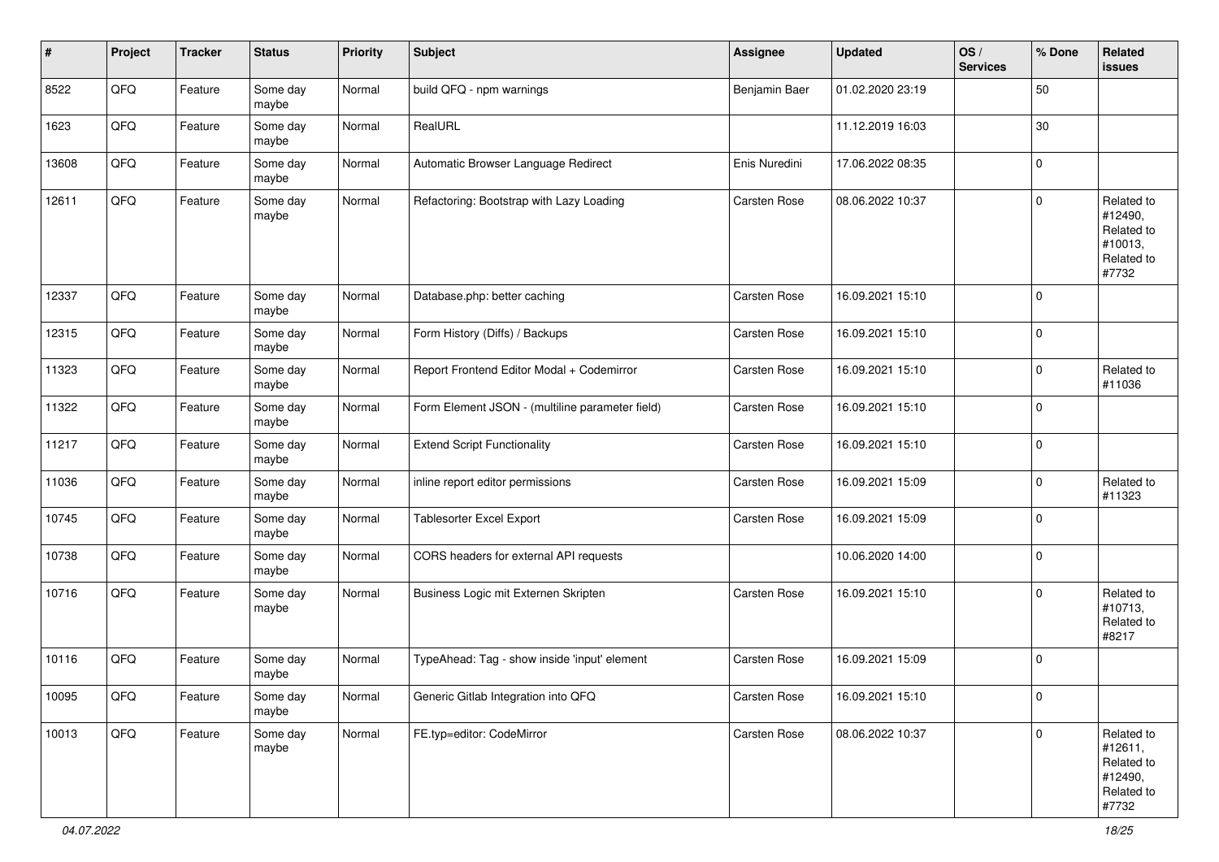| # | Project | Tracker | Status | Priority | Subject | Assignee | Updated | OS / Services | % Done | Related issues |
|---|---|---|---|---|---|---|---|---|---|---|
| 8522 | QFQ | Feature | Some day maybe | Normal | build QFQ - npm warnings | Benjamin Baer | 01.02.2020 23:19 | | 50 | |
| 1623 | QFQ | Feature | Some day maybe | Normal | RealURL | | 11.12.2019 16:03 | | 30 | |
| 13608 | QFQ | Feature | Some day maybe | Normal | Automatic Browser Language Redirect | Enis Nuredini | 17.06.2022 08:35 | | 0 | |
| 12611 | QFQ | Feature | Some day maybe | Normal | Refactoring: Bootstrap with Lazy Loading | Carsten Rose | 08.06.2022 10:37 | | 0 | Related to #12490, Related to #10013, Related to #7732 |
| 12337 | QFQ | Feature | Some day maybe | Normal | Database.php: better caching | Carsten Rose | 16.09.2021 15:10 | | 0 | |
| 12315 | QFQ | Feature | Some day maybe | Normal | Form History (Diffs) / Backups | Carsten Rose | 16.09.2021 15:10 | | 0 | |
| 11323 | QFQ | Feature | Some day maybe | Normal | Report Frontend Editor Modal + Codemirror | Carsten Rose | 16.09.2021 15:10 | | 0 | Related to #11036 |
| 11322 | QFQ | Feature | Some day maybe | Normal | Form Element JSON - (multiline parameter field) | Carsten Rose | 16.09.2021 15:10 | | 0 | |
| 11217 | QFQ | Feature | Some day maybe | Normal | Extend Script Functionality | Carsten Rose | 16.09.2021 15:10 | | 0 | |
| 11036 | QFQ | Feature | Some day maybe | Normal | inline report editor permissions | Carsten Rose | 16.09.2021 15:09 | | 0 | Related to #11323 |
| 10745 | QFQ | Feature | Some day maybe | Normal | Tablesorter Excel Export | Carsten Rose | 16.09.2021 15:09 | | 0 | |
| 10738 | QFQ | Feature | Some day maybe | Normal | CORS headers for external API requests | | 10.06.2020 14:00 | | 0 | |
| 10716 | QFQ | Feature | Some day maybe | Normal | Business Logic mit Externen Skripten | Carsten Rose | 16.09.2021 15:10 | | 0 | Related to #10713, Related to #8217 |
| 10116 | QFQ | Feature | Some day maybe | Normal | TypeAhead: Tag - show inside 'input' element | Carsten Rose | 16.09.2021 15:09 | | 0 | |
| 10095 | QFQ | Feature | Some day maybe | Normal | Generic Gitlab Integration into QFQ | Carsten Rose | 16.09.2021 15:10 | | 0 | |
| 10013 | QFQ | Feature | Some day maybe | Normal | FE.typ=editor: CodeMirror | Carsten Rose | 08.06.2022 10:37 | | 0 | Related to #12611, Related to #12490, Related to #7732 |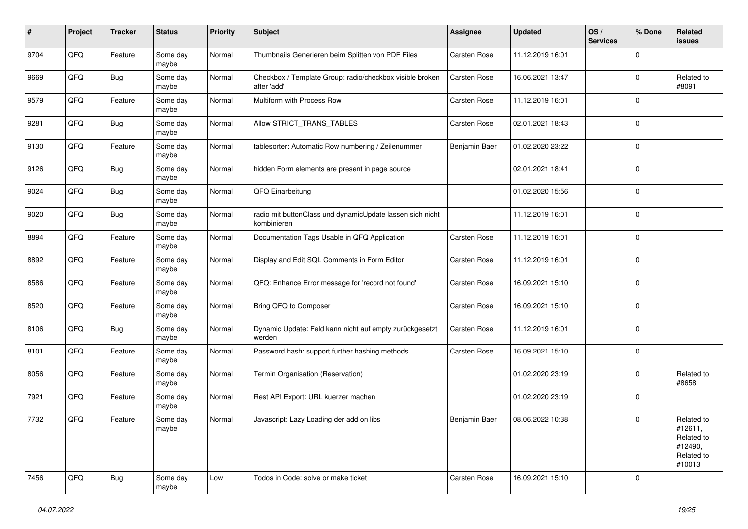| # | Project | Tracker | Status | Priority | Subject | Assignee | Updated | OS / Services | % Done | Related issues |
|---|---|---|---|---|---|---|---|---|---|---|
| 9704 | QFQ | Feature | Some day maybe | Normal | Thumbnails Generieren beim Splitten von PDF Files | Carsten Rose | 11.12.2019 16:01 | | 0 | |
| 9669 | QFQ | Bug | Some day maybe | Normal | Checkbox / Template Group: radio/checkbox visible broken after 'add' | Carsten Rose | 16.06.2021 13:47 | | 0 | Related to #8091 |
| 9579 | QFQ | Feature | Some day maybe | Normal | Multiform with Process Row | Carsten Rose | 11.12.2019 16:01 | | 0 | |
| 9281 | QFQ | Bug | Some day maybe | Normal | Allow STRICT_TRANS_TABLES | Carsten Rose | 02.01.2021 18:43 | | 0 | |
| 9130 | QFQ | Feature | Some day maybe | Normal | tablesorter: Automatic Row numbering / Zeilenummer | Benjamin Baer | 01.02.2020 23:22 | | 0 | |
| 9126 | QFQ | Bug | Some day maybe | Normal | hidden Form elements are present in page source | | 02.01.2021 18:41 | | 0 | |
| 9024 | QFQ | Bug | Some day maybe | Normal | QFQ Einarbeitung | | 01.02.2020 15:56 | | 0 | |
| 9020 | QFQ | Bug | Some day maybe | Normal | radio mit buttonClass und dynamicUpdate lassen sich nicht kombinieren | | 11.12.2019 16:01 | | 0 | |
| 8894 | QFQ | Feature | Some day maybe | Normal | Documentation Tags Usable in QFQ Application | Carsten Rose | 11.12.2019 16:01 | | 0 | |
| 8892 | QFQ | Feature | Some day maybe | Normal | Display and Edit SQL Comments in Form Editor | Carsten Rose | 11.12.2019 16:01 | | 0 | |
| 8586 | QFQ | Feature | Some day maybe | Normal | QFQ: Enhance Error message for 'record not found' | Carsten Rose | 16.09.2021 15:10 | | 0 | |
| 8520 | QFQ | Feature | Some day maybe | Normal | Bring QFQ to Composer | Carsten Rose | 16.09.2021 15:10 | | 0 | |
| 8106 | QFQ | Bug | Some day maybe | Normal | Dynamic Update: Feld kann nicht auf empty zurückgesetzt werden | Carsten Rose | 11.12.2019 16:01 | | 0 | |
| 8101 | QFQ | Feature | Some day maybe | Normal | Password hash: support further hashing methods | Carsten Rose | 16.09.2021 15:10 | | 0 | |
| 8056 | QFQ | Feature | Some day maybe | Normal | Termin Organisation (Reservation) | | 01.02.2020 23:19 | | 0 | Related to #8658 |
| 7921 | QFQ | Feature | Some day maybe | Normal | Rest API Export: URL kuerzer machen | | 01.02.2020 23:19 | | 0 | |
| 7732 | QFQ | Feature | Some day maybe | Normal | Javascript: Lazy Loading der add on libs | Benjamin Baer | 08.06.2022 10:38 | | 0 | Related to #12611, Related to #12490, Related to #10013 |
| 7456 | QFQ | Bug | Some day maybe | Low | Todos in Code: solve or make ticket | Carsten Rose | 16.09.2021 15:10 | | 0 | |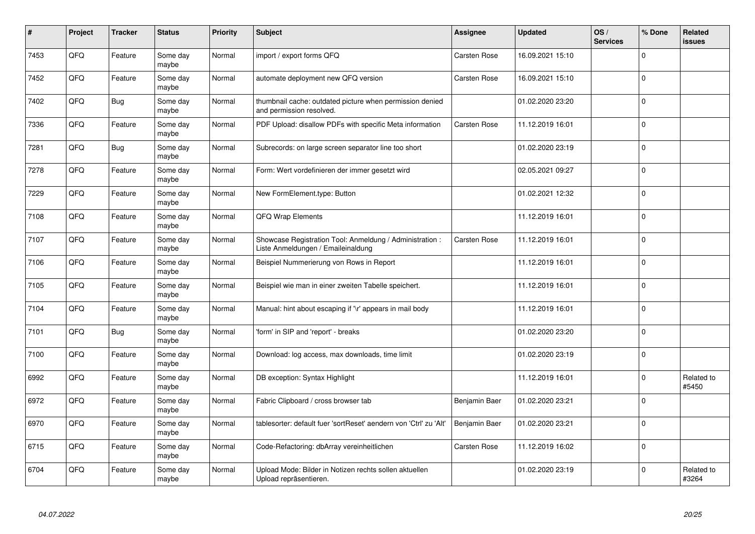| # | Project | Tracker | Status | Priority | Subject | Assignee | Updated | OS / Services | % Done | Related issues |
|---|---|---|---|---|---|---|---|---|---|---|
| 7453 | QFQ | Feature | Some day maybe | Normal | import / export forms QFQ | Carsten Rose | 16.09.2021 15:10 | | 0 | |
| 7452 | QFQ | Feature | Some day maybe | Normal | automate deployment new QFQ version | Carsten Rose | 16.09.2021 15:10 | | 0 | |
| 7402 | QFQ | Bug | Some day maybe | Normal | thumbnail cache: outdated picture when permission denied and permission resolved. | | 01.02.2020 23:20 | | 0 | |
| 7336 | QFQ | Feature | Some day maybe | Normal | PDF Upload: disallow PDFs with specific Meta information | Carsten Rose | 11.12.2019 16:01 | | 0 | |
| 7281 | QFQ | Bug | Some day maybe | Normal | Subrecords: on large screen separator line too short | | 01.02.2020 23:19 | | 0 | |
| 7278 | QFQ | Feature | Some day maybe | Normal | Form: Wert vordefinieren der immer gesetzt wird | | 02.05.2021 09:27 | | 0 | |
| 7229 | QFQ | Feature | Some day maybe | Normal | New FormElement.type: Button | | 01.02.2021 12:32 | | 0 | |
| 7108 | QFQ | Feature | Some day maybe | Normal | QFQ Wrap Elements | | 11.12.2019 16:01 | | 0 | |
| 7107 | QFQ | Feature | Some day maybe | Normal | Showcase Registration Tool: Anmeldung / Administration : Liste Anmeldungen / Emaileinaldung | Carsten Rose | 11.12.2019 16:01 | | 0 | |
| 7106 | QFQ | Feature | Some day maybe | Normal | Beispiel Nummerierung von Rows in Report | | 11.12.2019 16:01 | | 0 | |
| 7105 | QFQ | Feature | Some day maybe | Normal | Beispiel wie man in einer zweiten Tabelle speichert. | | 11.12.2019 16:01 | | 0 | |
| 7104 | QFQ | Feature | Some day maybe | Normal | Manual: hint about escaping if '\r' appears in mail body | | 11.12.2019 16:01 | | 0 | |
| 7101 | QFQ | Bug | Some day maybe | Normal | 'form' in SIP and 'report' - breaks | | 01.02.2020 23:20 | | 0 | |
| 7100 | QFQ | Feature | Some day maybe | Normal | Download: log access, max downloads, time limit | | 01.02.2020 23:19 | | 0 | |
| 6992 | QFQ | Feature | Some day maybe | Normal | DB exception: Syntax Highlight | | 11.12.2019 16:01 | | 0 | Related to #5450 |
| 6972 | QFQ | Feature | Some day maybe | Normal | Fabric Clipboard / cross browser tab | Benjamin Baer | 01.02.2020 23:21 | | 0 | |
| 6970 | QFQ | Feature | Some day maybe | Normal | tablesorter: default fuer 'sortReset' aendern von 'Ctrl' zu 'Alt' | Benjamin Baer | 01.02.2020 23:21 | | 0 | |
| 6715 | QFQ | Feature | Some day maybe | Normal | Code-Refactoring: dbArray vereinheitlichen | Carsten Rose | 11.12.2019 16:02 | | 0 | |
| 6704 | QFQ | Feature | Some day maybe | Normal | Upload Mode: Bilder in Notizen rechts sollen aktuellen Upload repräsentieren. | | 01.02.2020 23:19 | | 0 | Related to #3264 |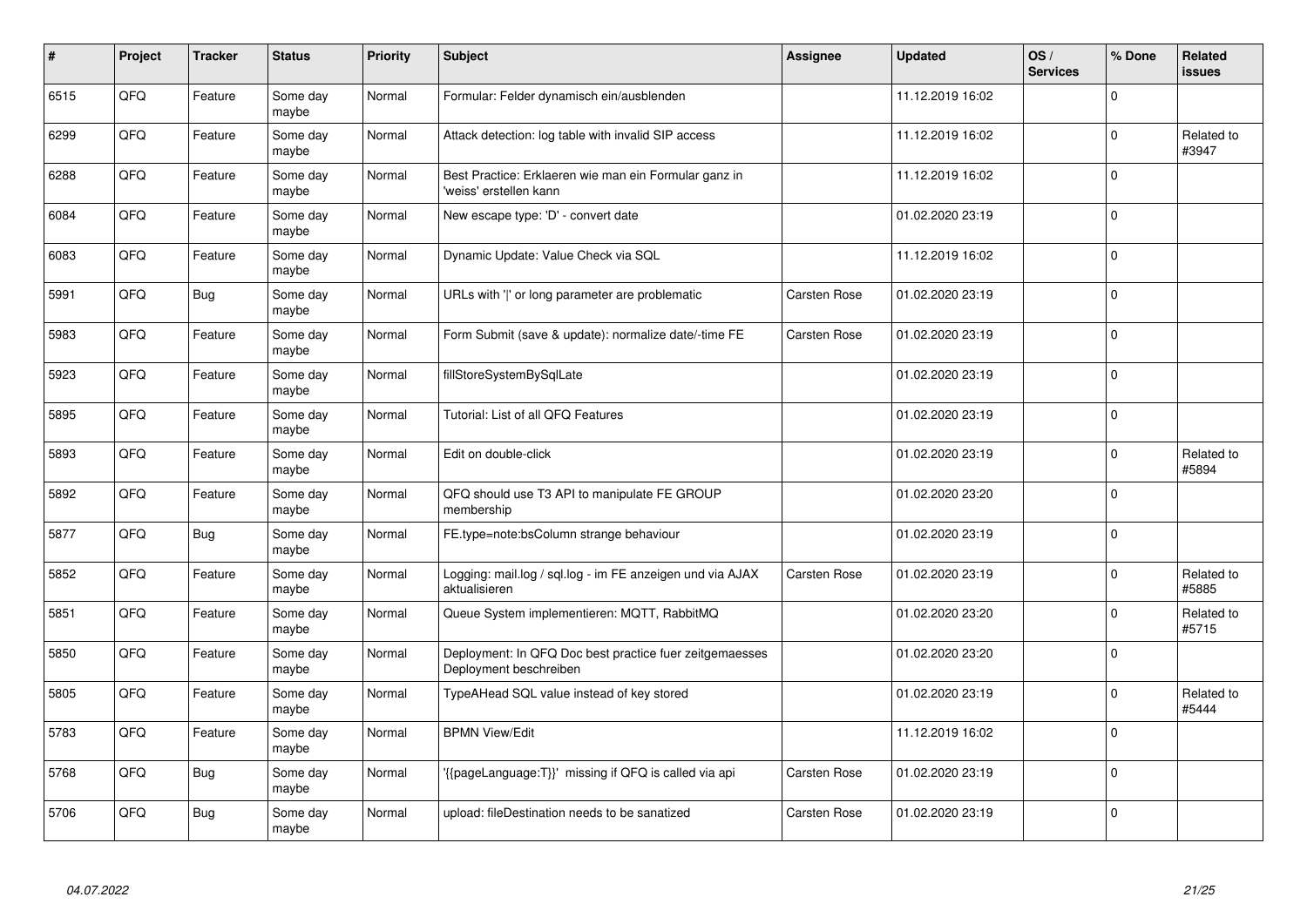| # | Project | Tracker | Status | Priority | Subject | Assignee | Updated | OS / Services | % Done | Related issues |
|---|---|---|---|---|---|---|---|---|---|---|
| 6515 | QFQ | Feature | Some day maybe | Normal | Formular: Felder dynamisch ein/ausblenden | | 11.12.2019 16:02 | | 0 | |
| 6299 | QFQ | Feature | Some day maybe | Normal | Attack detection: log table with invalid SIP access | | 11.12.2019 16:02 | | 0 | Related to #3947 |
| 6288 | QFQ | Feature | Some day maybe | Normal | Best Practice: Erklaeren wie man ein Formular ganz in 'weiss' erstellen kann | | 11.12.2019 16:02 | | 0 | |
| 6084 | QFQ | Feature | Some day maybe | Normal | New escape type: 'D' - convert date | | 01.02.2020 23:19 | | 0 | |
| 6083 | QFQ | Feature | Some day maybe | Normal | Dynamic Update: Value Check via SQL | | 11.12.2019 16:02 | | 0 | |
| 5991 | QFQ | Bug | Some day maybe | Normal | URLs with '\|' or long parameter are problematic | Carsten Rose | 01.02.2020 23:19 | | 0 | |
| 5983 | QFQ | Feature | Some day maybe | Normal | Form Submit (save & update): normalize date/-time FE | Carsten Rose | 01.02.2020 23:19 | | 0 | |
| 5923 | QFQ | Feature | Some day maybe | Normal | fillStoreSystemBySqlLate | | 01.02.2020 23:19 | | 0 | |
| 5895 | QFQ | Feature | Some day maybe | Normal | Tutorial: List of all QFQ Features | | 01.02.2020 23:19 | | 0 | |
| 5893 | QFQ | Feature | Some day maybe | Normal | Edit on double-click | | 01.02.2020 23:19 | | 0 | Related to #5894 |
| 5892 | QFQ | Feature | Some day maybe | Normal | QFQ should use T3 API to manipulate FE GROUP membership | | 01.02.2020 23:20 | | 0 | |
| 5877 | QFQ | Bug | Some day maybe | Normal | FE.type=note:bsColumn strange behaviour | | 01.02.2020 23:19 | | 0 | |
| 5852 | QFQ | Feature | Some day maybe | Normal | Logging: mail.log / sql.log - im FE anzeigen und via AJAX aktualisieren | Carsten Rose | 01.02.2020 23:19 | | 0 | Related to #5885 |
| 5851 | QFQ | Feature | Some day maybe | Normal | Queue System implementieren: MQTT, RabbitMQ | | 01.02.2020 23:20 | | 0 | Related to #5715 |
| 5850 | QFQ | Feature | Some day maybe | Normal | Deployment: In QFQ Doc best practice fuer zeitgemaesses Deployment beschreiben | | 01.02.2020 23:20 | | 0 | |
| 5805 | QFQ | Feature | Some day maybe | Normal | TypeAHead SQL value instead of key stored | | 01.02.2020 23:19 | | 0 | Related to #5444 |
| 5783 | QFQ | Feature | Some day maybe | Normal | BPMN View/Edit | | 11.12.2019 16:02 | | 0 | |
| 5768 | QFQ | Bug | Some day maybe | Normal | '{{pageLanguage:T}}' missing if QFQ is called via api | Carsten Rose | 01.02.2020 23:19 | | 0 | |
| 5706 | QFQ | Bug | Some day maybe | Normal | upload: fileDestination needs to be sanatized | Carsten Rose | 01.02.2020 23:19 | | 0 | |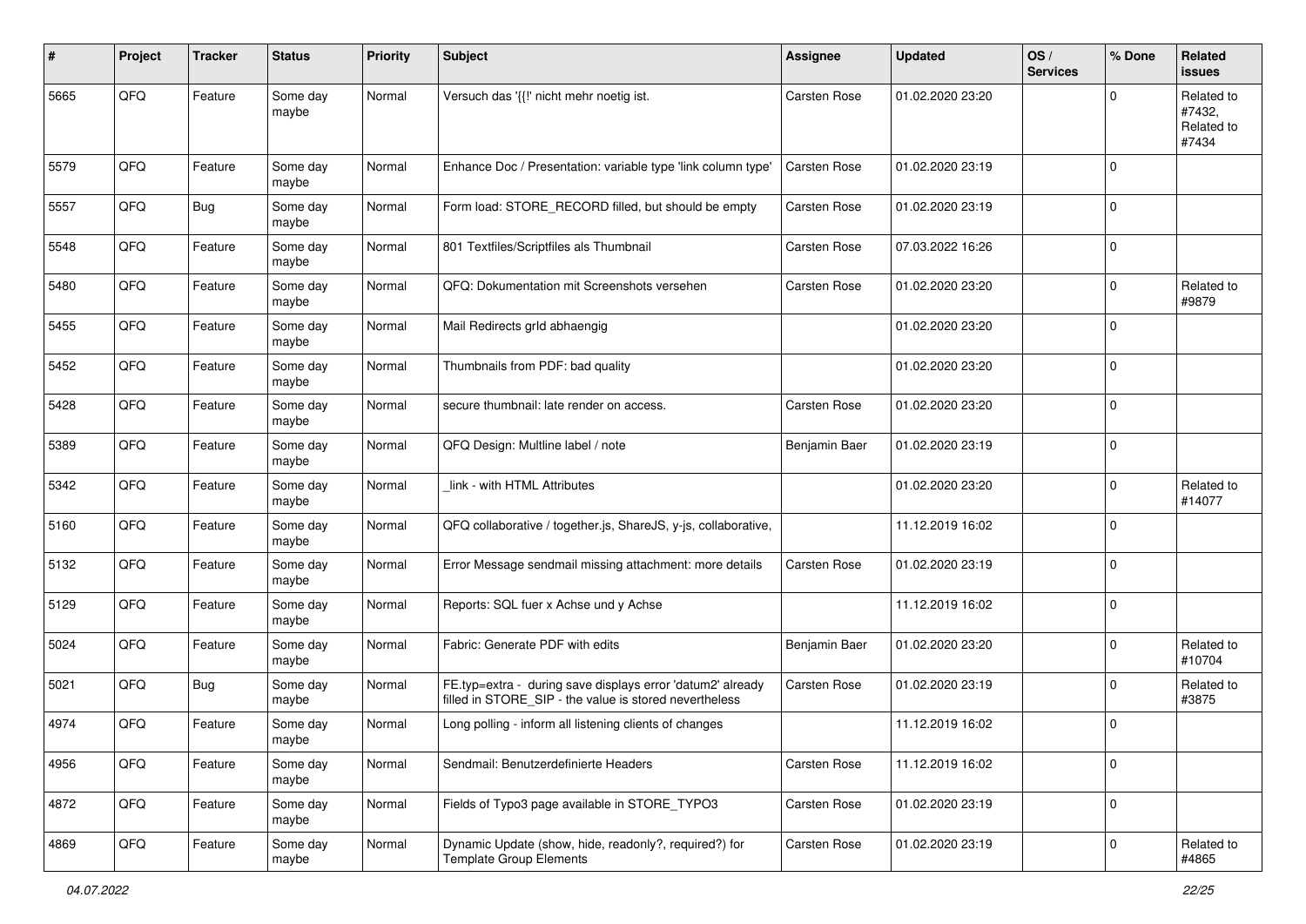| # | Project | Tracker | Status | Priority | Subject | Assignee | Updated | OS / Services | % Done | Related issues |
|---|---|---|---|---|---|---|---|---|---|---|
| 5665 | QFQ | Feature | Some day maybe | Normal | Versuch das '{{!' nicht mehr noetig ist. | Carsten Rose | 01.02.2020 23:20 | | 0 | Related to #7432, Related to #7434 |
| 5579 | QFQ | Feature | Some day maybe | Normal | Enhance Doc / Presentation: variable type 'link column type' | Carsten Rose | 01.02.2020 23:19 | | 0 | |
| 5557 | QFQ | Bug | Some day maybe | Normal | Form load: STORE_RECORD filled, but should be empty | Carsten Rose | 01.02.2020 23:19 | | 0 | |
| 5548 | QFQ | Feature | Some day maybe | Normal | 801 Textfiles/Scriptfiles als Thumbnail | Carsten Rose | 07.03.2022 16:26 | | 0 | |
| 5480 | QFQ | Feature | Some day maybe | Normal | QFQ: Dokumentation mit Screenshots versehen | Carsten Rose | 01.02.2020 23:20 | | 0 | Related to #9879 |
| 5455 | QFQ | Feature | Some day maybe | Normal | Mail Redirects grld abhaengig | | 01.02.2020 23:20 | | 0 | |
| 5452 | QFQ | Feature | Some day maybe | Normal | Thumbnails from PDF: bad quality | | 01.02.2020 23:20 | | 0 | |
| 5428 | QFQ | Feature | Some day maybe | Normal | secure thumbnail: late render on access. | Carsten Rose | 01.02.2020 23:20 | | 0 | |
| 5389 | QFQ | Feature | Some day maybe | Normal | QFQ Design: Multline label / note | Benjamin Baer | 01.02.2020 23:19 | | 0 | |
| 5342 | QFQ | Feature | Some day maybe | Normal | _link - with HTML Attributes | | 01.02.2020 23:20 | | 0 | Related to #14077 |
| 5160 | QFQ | Feature | Some day maybe | Normal | QFQ collaborative / together.js, ShareJS, y-js, collaborative, | | 11.12.2019 16:02 | | 0 | |
| 5132 | QFQ | Feature | Some day maybe | Normal | Error Message sendmail missing attachment: more details | Carsten Rose | 01.02.2020 23:19 | | 0 | |
| 5129 | QFQ | Feature | Some day maybe | Normal | Reports: SQL fuer x Achse und y Achse | | 11.12.2019 16:02 | | 0 | |
| 5024 | QFQ | Feature | Some day maybe | Normal | Fabric: Generate PDF with edits | Benjamin Baer | 01.02.2020 23:20 | | 0 | Related to #10704 |
| 5021 | QFQ | Bug | Some day maybe | Normal | FE.typ=extra - during save displays error 'datum2' already filled in STORE_SIP - the value is stored nevertheless | Carsten Rose | 01.02.2020 23:19 | | 0 | Related to #3875 |
| 4974 | QFQ | Feature | Some day maybe | Normal | Long polling - inform all listening clients of changes | | 11.12.2019 16:02 | | 0 | |
| 4956 | QFQ | Feature | Some day maybe | Normal | Sendmail: Benutzerdefinierte Headers | Carsten Rose | 11.12.2019 16:02 | | 0 | |
| 4872 | QFQ | Feature | Some day maybe | Normal | Fields of Typo3 page available in STORE_TYPO3 | Carsten Rose | 01.02.2020 23:19 | | 0 | |
| 4869 | QFQ | Feature | Some day maybe | Normal | Dynamic Update (show, hide, readonly?, required?) for Template Group Elements | Carsten Rose | 01.02.2020 23:19 | | 0 | Related to #4865 |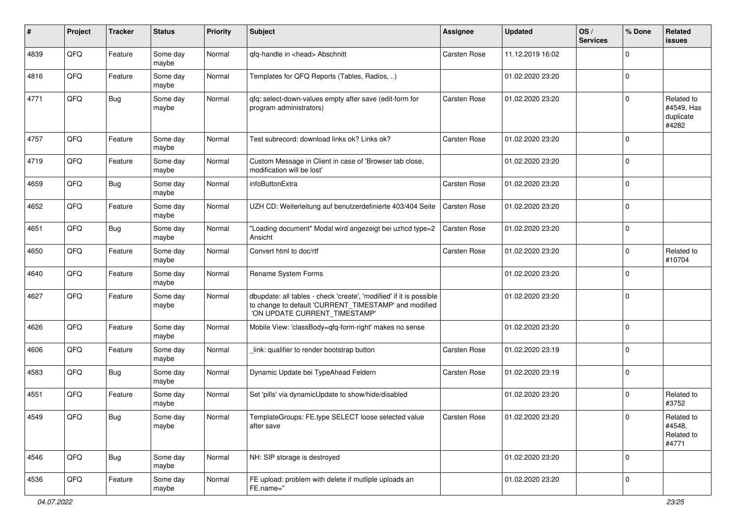| # | Project | Tracker | Status | Priority | Subject | Assignee | Updated | OS / Services | % Done | Related issues |
|---|---|---|---|---|---|---|---|---|---|---|
| 4839 | QFQ | Feature | Some day maybe | Normal | qfq-handle in <head> Abschnitt | Carsten Rose | 11.12.2019 16:02 | | 0 | |
| 4816 | QFQ | Feature | Some day maybe | Normal | Templates for QFQ Reports (Tables, Radios, ..) | | 01.02.2020 23:20 | | 0 | |
| 4771 | QFQ | Bug | Some day maybe | Normal | qfq: select-down-values empty after save (edit-form for program administrators) | Carsten Rose | 01.02.2020 23:20 | | 0 | Related to #4549, Has duplicate #4282 |
| 4757 | QFQ | Feature | Some day maybe | Normal | Test subrecord: download links ok? Links ok? | Carsten Rose | 01.02.2020 23:20 | | 0 | |
| 4719 | QFQ | Feature | Some day maybe | Normal | Custom Message in Client in case of 'Browser tab close, modification will be lost' | | 01.02.2020 23:20 | | 0 | |
| 4659 | QFQ | Bug | Some day maybe | Normal | infoButtonExtra | Carsten Rose | 01.02.2020 23:20 | | 0 | |
| 4652 | QFQ | Feature | Some day maybe | Normal | UZH CD: Weiterleitung auf benutzerdefinierte 403/404 Seite | Carsten Rose | 01.02.2020 23:20 | | 0 | |
| 4651 | QFQ | Bug | Some day maybe | Normal | "Loading document" Modal wird angezeigt bei uzhcd type=2 Ansicht | Carsten Rose | 01.02.2020 23:20 | | 0 | |
| 4650 | QFQ | Feature | Some day maybe | Normal | Convert html to doc/rtf | Carsten Rose | 01.02.2020 23:20 | | 0 | Related to #10704 |
| 4640 | QFQ | Feature | Some day maybe | Normal | Rename System Forms | | 01.02.2020 23:20 | | 0 | |
| 4627 | QFQ | Feature | Some day maybe | Normal | dbupdate: all tables - check 'create', 'modified' if it is possible to change to default 'CURRENT_TIMESTAMP' and modified 'ON UPDATE CURRENT_TIMESTAMP' | | 01.02.2020 23:20 | | 0 | |
| 4626 | QFQ | Feature | Some day maybe | Normal | Mobile View: 'classBody=qfq-form-right' makes no sense | | 01.02.2020 23:20 | | 0 | |
| 4606 | QFQ | Feature | Some day maybe | Normal | _link: qualifier to render bootstrap button | Carsten Rose | 01.02.2020 23:19 | | 0 | |
| 4583 | QFQ | Bug | Some day maybe | Normal | Dynamic Update bei TypeAhead Feldern | Carsten Rose | 01.02.2020 23:19 | | 0 | |
| 4551 | QFQ | Feature | Some day maybe | Normal | Set 'pills' via dynamicUpdate to show/hide/disabled | | 01.02.2020 23:20 | | 0 | Related to #3752 |
| 4549 | QFQ | Bug | Some day maybe | Normal | TemplateGroups: FE.type SELECT loose selected value after save | Carsten Rose | 01.02.2020 23:20 | | 0 | Related to #4548, Related to #4771 |
| 4546 | QFQ | Bug | Some day maybe | Normal | NH: SIP storage is destroyed | | 01.02.2020 23:20 | | 0 | |
| 4536 | QFQ | Feature | Some day maybe | Normal | FE upload: problem with delete if mutliple uploads an FE.name='' | | 01.02.2020 23:20 | | 0 | |

04.07.2022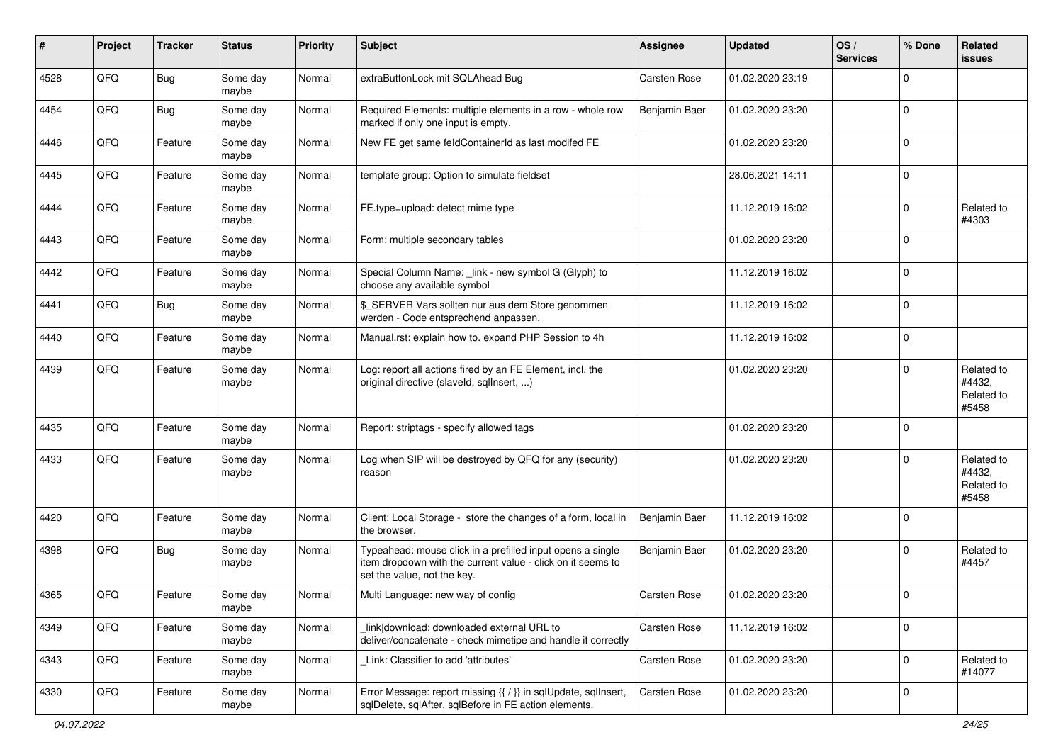| # | Project | Tracker | Status | Priority | Subject | Assignee | Updated | OS / Services | % Done | Related issues |
| --- | --- | --- | --- | --- | --- | --- | --- | --- | --- | --- |
| 4528 | QFQ | Bug | Some day maybe | Normal | extraButtonLock mit SQLAhead Bug | Carsten Rose | 01.02.2020 23:19 | | 0 | |
| 4454 | QFQ | Bug | Some day maybe | Normal | Required Elements: multiple elements in a row - whole row marked if only one input is empty. | Benjamin Baer | 01.02.2020 23:20 | | 0 | |
| 4446 | QFQ | Feature | Some day maybe | Normal | New FE get same feldContainerId as last modifed FE | | 01.02.2020 23:20 | | 0 | |
| 4445 | QFQ | Feature | Some day maybe | Normal | template group: Option to simulate fieldset | | 28.06.2021 14:11 | | 0 | |
| 4444 | QFQ | Feature | Some day maybe | Normal | FE.type=upload: detect mime type | | 11.12.2019 16:02 | | 0 | Related to #4303 |
| 4443 | QFQ | Feature | Some day maybe | Normal | Form: multiple secondary tables | | 01.02.2020 23:20 | | 0 | |
| 4442 | QFQ | Feature | Some day maybe | Normal | Special Column Name: _link - new symbol G (Glyph) to choose any available symbol | | 11.12.2019 16:02 | | 0 | |
| 4441 | QFQ | Bug | Some day maybe | Normal | $_SERVER Vars sollten nur aus dem Store genommen werden - Code entsprechend anpassen. | | 11.12.2019 16:02 | | 0 | |
| 4440 | QFQ | Feature | Some day maybe | Normal | Manual.rst: explain how to. expand PHP Session to 4h | | 11.12.2019 16:02 | | 0 | |
| 4439 | QFQ | Feature | Some day maybe | Normal | Log: report all actions fired by an FE Element, incl. the original directive (slaveId, sqlInsert, ...) | | 01.02.2020 23:20 | | 0 | Related to #4432, Related to #5458 |
| 4435 | QFQ | Feature | Some day maybe | Normal | Report: striptags - specify allowed tags | | 01.02.2020 23:20 | | 0 | |
| 4433 | QFQ | Feature | Some day maybe | Normal | Log when SIP will be destroyed by QFQ for any (security) reason | | 01.02.2020 23:20 | | 0 | Related to #4432, Related to #5458 |
| 4420 | QFQ | Feature | Some day maybe | Normal | Client: Local Storage - store the changes of a form, local in the browser. | Benjamin Baer | 11.12.2019 16:02 | | 0 | |
| 4398 | QFQ | Bug | Some day maybe | Normal | Typeahead: mouse click in a prefilled input opens a single item dropdown with the current value - click on it seems to set the value, not the key. | Benjamin Baer | 01.02.2020 23:20 | | 0 | Related to #4457 |
| 4365 | QFQ | Feature | Some day maybe | Normal | Multi Language: new way of config | Carsten Rose | 01.02.2020 23:20 | | 0 | |
| 4349 | QFQ | Feature | Some day maybe | Normal | _link\|download: downloaded external URL to deliver/concatenate - check mimetipe and handle it correctly | Carsten Rose | 11.12.2019 16:02 | | 0 | |
| 4343 | QFQ | Feature | Some day maybe | Normal | _Link: Classifier to add 'attributes' | Carsten Rose | 01.02.2020 23:20 | | 0 | Related to #14077 |
| 4330 | QFQ | Feature | Some day maybe | Normal | Error Message: report missing {{ / }} in sqlUpdate, sqlInsert, sqlDelete, sqlAfter, sqlBefore in FE action elements. | Carsten Rose | 01.02.2020 23:20 | | 0 | |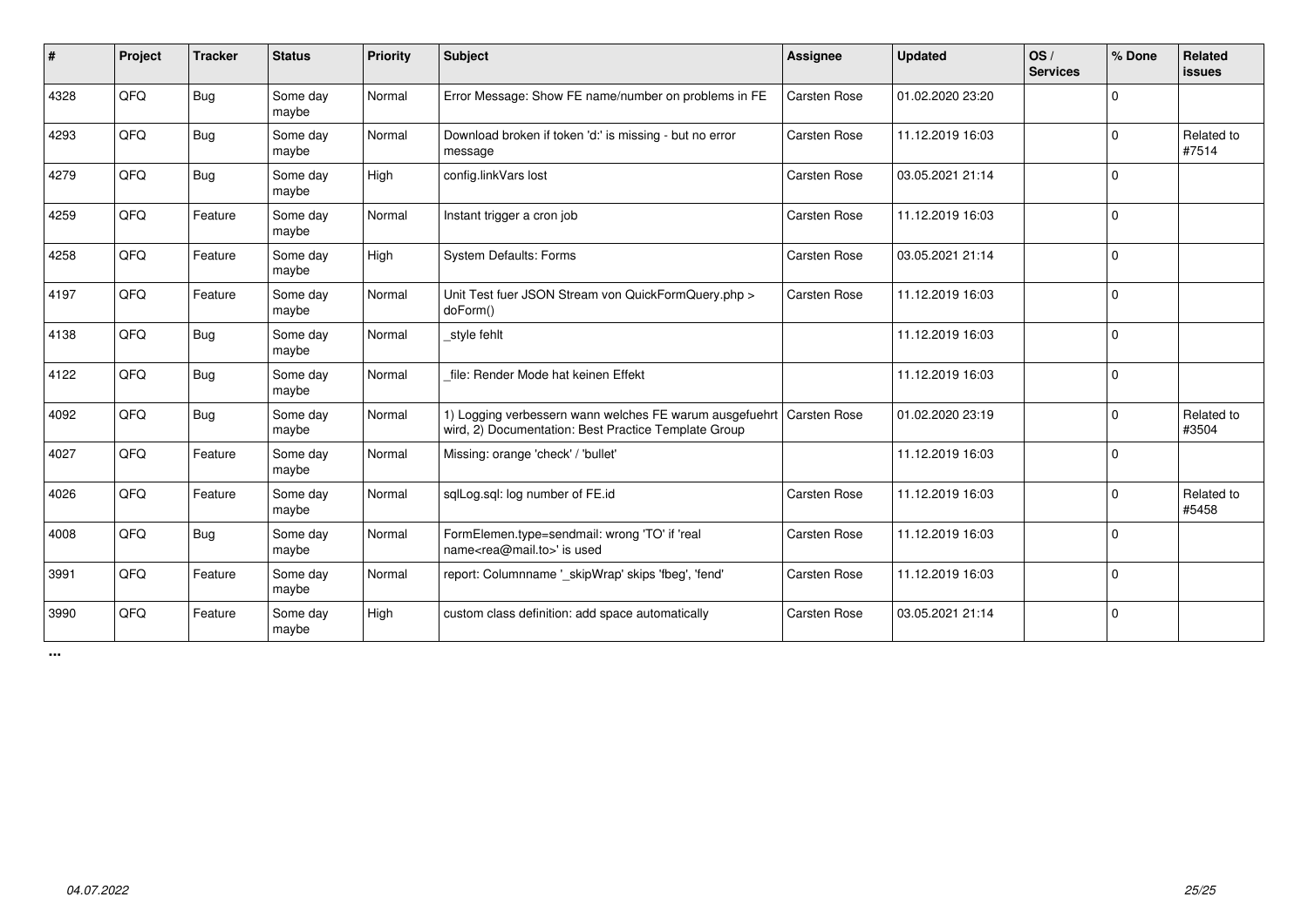| # | Project | Tracker | Status | Priority | Subject | Assignee | Updated | OS / Services | % Done | Related issues |
|---|---|---|---|---|---|---|---|---|---|---|
| 4328 | QFQ | Bug | Some day maybe | Normal | Error Message: Show FE name/number on problems in FE | Carsten Rose | 01.02.2020 23:20 | | 0 | |
| 4293 | QFQ | Bug | Some day maybe | Normal | Download broken if token 'd:' is missing - but no error message | Carsten Rose | 11.12.2019 16:03 | | 0 | Related to #7514 |
| 4279 | QFQ | Bug | Some day maybe | High | config.linkVars lost | Carsten Rose | 03.05.2021 21:14 | | 0 | |
| 4259 | QFQ | Feature | Some day maybe | Normal | Instant trigger a cron job | Carsten Rose | 11.12.2019 16:03 | | 0 | |
| 4258 | QFQ | Feature | Some day maybe | High | System Defaults: Forms | Carsten Rose | 03.05.2021 21:14 | | 0 | |
| 4197 | QFQ | Feature | Some day maybe | Normal | Unit Test fuer JSON Stream von QuickFormQuery.php > doForm() | Carsten Rose | 11.12.2019 16:03 | | 0 | |
| 4138 | QFQ | Bug | Some day maybe | Normal | _style fehlt | | 11.12.2019 16:03 | | 0 | |
| 4122 | QFQ | Bug | Some day maybe | Normal | _file: Render Mode hat keinen Effekt | | 11.12.2019 16:03 | | 0 | |
| 4092 | QFQ | Bug | Some day maybe | Normal | 1) Logging verbessern wann welches FE warum ausgefuehrt wird, 2) Documentation: Best Practice Template Group | Carsten Rose | 01.02.2020 23:19 | | 0 | Related to #3504 |
| 4027 | QFQ | Feature | Some day maybe | Normal | Missing: orange 'check' / 'bullet' | | 11.12.2019 16:03 | | 0 | |
| 4026 | QFQ | Feature | Some day maybe | Normal | sqlLog.sql: log number of FE.id | Carsten Rose | 11.12.2019 16:03 | | 0 | Related to #5458 |
| 4008 | QFQ | Bug | Some day maybe | Normal | FormElemen.type=sendmail: wrong 'TO' if 'real name<rea@mail.to>' is used | Carsten Rose | 11.12.2019 16:03 | | 0 | |
| 3991 | QFQ | Feature | Some day maybe | Normal | report: Columnname '_skipWrap' skips 'fbeg', 'fend' | Carsten Rose | 11.12.2019 16:03 | | 0 | |
| 3990 | QFQ | Feature | Some day maybe | High | custom class definition: add space automatically | Carsten Rose | 03.05.2021 21:14 | | 0 | |

...